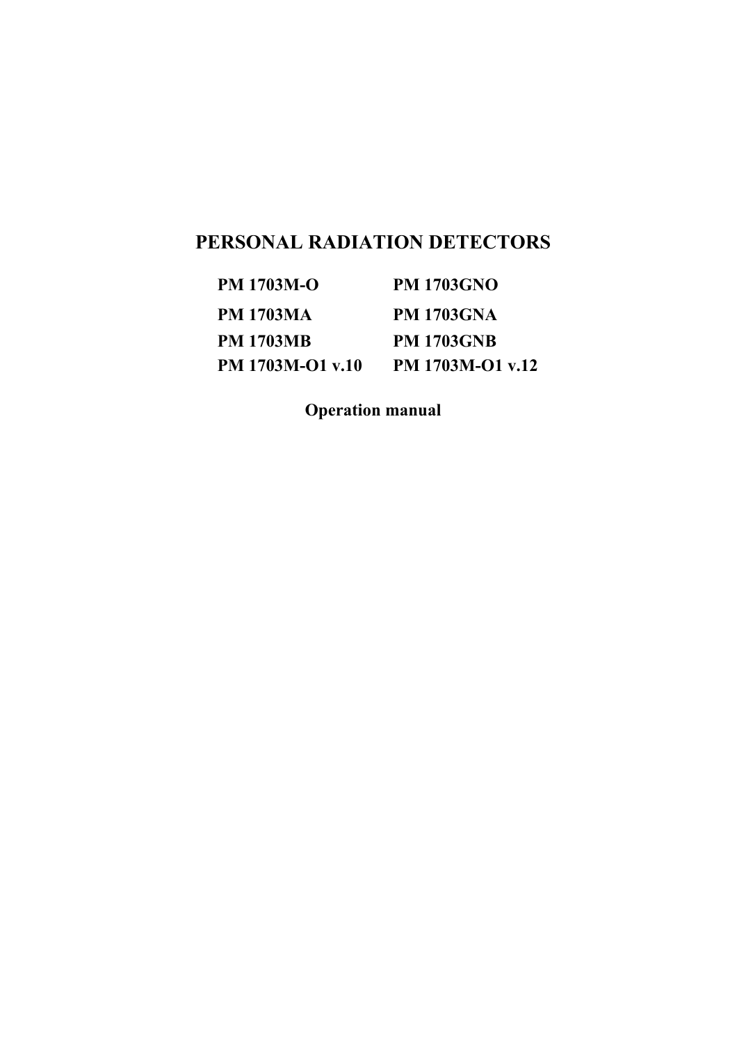# PERSONAL RADIATION DETECTORS

| | |
|---|---|
| **PM 1703M-O** | **PM 1703GNO** |
| **PM 1703MA** | **PM 1703GNA** |
| **PM 1703MB** | **PM 1703GNB** |
| **PM 1703M-O1 v.10** | **PM 1703M-O1 v.12** |

**Operation manual**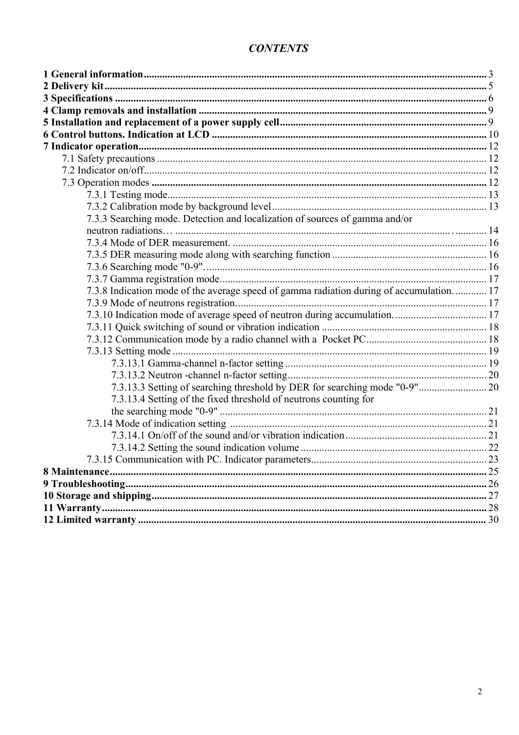# *CONTENTS*

**1 General information** ... 3
**2 Delivery kit** ... 5
**3 Specifications** ... 6
**4 Clamp removals and installation** ... 9
**5 Installation and replacement of a power supply cell** ... 9
**6 Control buttons. Indication at LCD** ... 10
**7 Indicator operation** ... 12

- 7.1 Safety precautions ... 12
- 7.2 Indicator on/off ... 12
- 7.3 Operation modes ... 12
  - 7.3.1 Testing mode ... 13
  - 7.3.2 Calibration mode by background level ... 13
  - 7.3.3 Searching mode. Detection and localization of sources of gamma and/or neutron radiations… ... 14
  - 7.3.4 Mode of DER measurement. ... 16
  - 7.3.5 DER measuring mode along with searching function ... 16
  - 7.3.6 Searching mode "0-9". ... 16
  - 7.3.7 Gamma registration mode. ... 17
  - 7.3.8 Indication mode of the average speed of gamma radiation during of accumulation. ... 17
  - 7.3.9 Mode of neutrons registration. ... 17
  - 7.3.10 Indication mode of average speed of neutron during accumulation. ... 17
  - 7.3.11 Quick switching of sound or vibration indication ... 18
  - 7.3.12 Communication mode by a radio channel with a Pocket PC ... 18
  - 7.3.13 Setting mode ... 19
    - 7.3.13.1 Gamma-channel n-factor setting ... 19
    - 7.3.13.2 Neutron -channel n-factor setting ... 20
    - 7.3.13.3 Setting of searching threshold by DER for searching mode "0-9" ... 20
    - 7.3.13.4 Setting of the fixed threshold of neutrons counting for the searching mode "0-9" ... 21
  - 7.3.14 Mode of indication setting ... 21
    - 7.3.14.1 On/off of the sound and/or vibration indication ... 21
    - 7.3.14.2 Setting the sound indication volume ... 22
  - 7.3.15 Communication with PC. Indicator parameters ... 23

**8 Maintenance** ... 25
**9 Troubleshooting** ... 26
**10 Storage and shipping** ... 27
**11 Warranty** ... 28
**12 Limited warranty** ... 30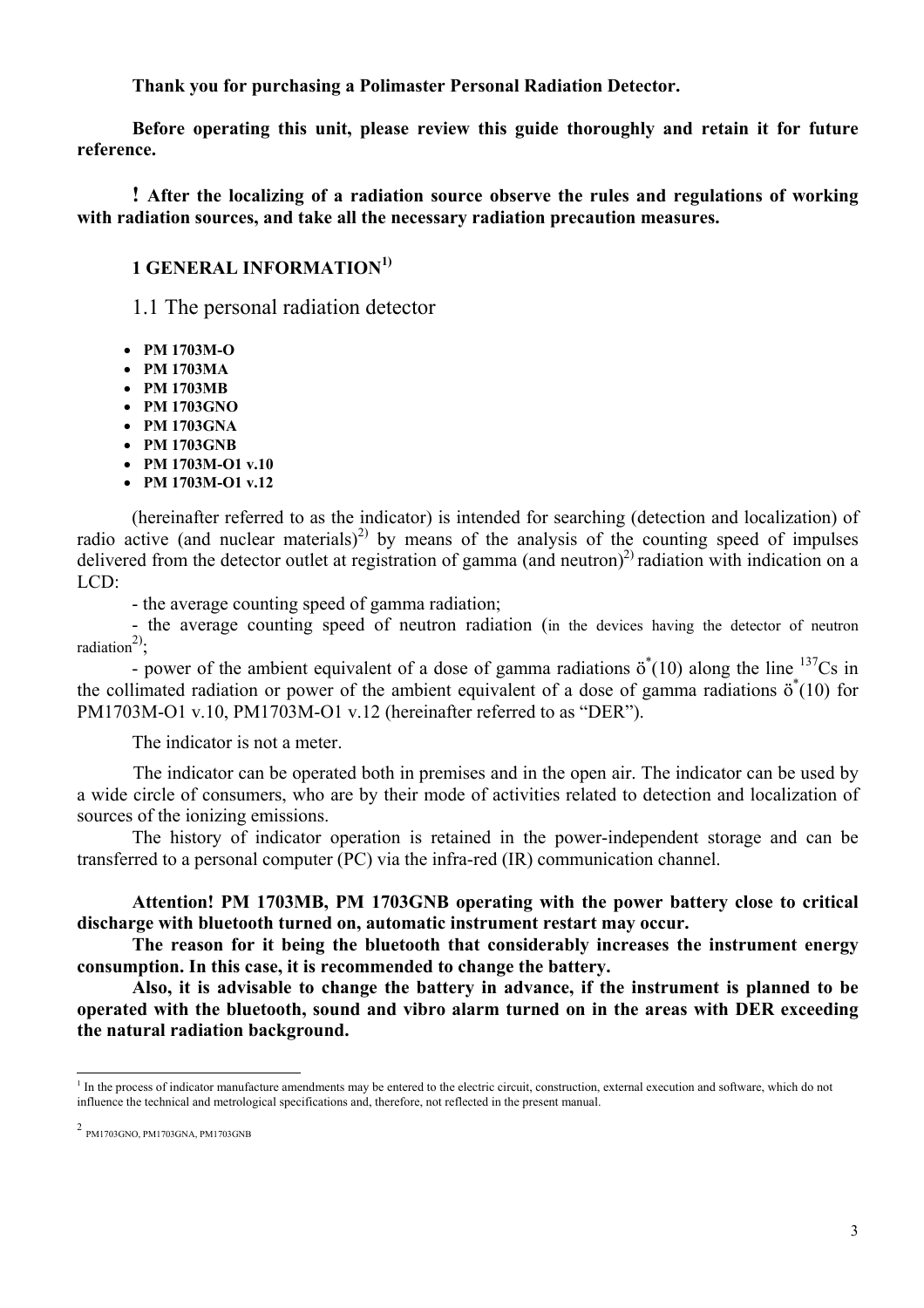**Thank you for purchasing a Polimaster Personal Radiation Detector.**

**Before operating this unit, please review this guide thoroughly and retain it for future reference.**

**! After the localizing of a radiation source observe the rules and regulations of working with radiation sources, and take all the necessary radiation precaution measures.**

# 1 GENERAL INFORMATION[1)]

## 1.1 The personal radiation detector

- **PM 1703M-O**
- **PM 1703MA**
- **PM 1703MB**
- **PM 1703GNO**
- **PM 1703GNA**
- **PM 1703GNB**
- **PM 1703M-O1 v.10**
- **PM 1703M-O1 v.12**

(hereinafter referred to as the indicator) is intended for searching (detection and localization) of radio active (and nuclear materials)[2)] by means of the analysis of the counting speed of impulses delivered from the detector outlet at registration of gamma (and neutron)[2)] radiation with indication on a LCD:

- the average counting speed of gamma radiation;

- the average counting speed of neutron radiation (in the devices having the detector of neutron radiation[2)];

- power of the ambient equivalent of a dose of gamma radiations $ö^*(10)$ along the line $^{137}Cs$ in the collimated radiation or power of the ambient equivalent of a dose of gamma radiations $ö^*(10)$ for PM1703M-O1 v.10, PM1703M-O1 v.12 (hereinafter referred to as "DER").

The indicator is not a meter.

The indicator can be operated both in premises and in the open air. The indicator can be used by a wide circle of consumers, who are by their mode of activities related to detection and localization of sources of the ionizing emissions.

The history of indicator operation is retained in the power-independent storage and can be transferred to a personal computer (PC) via the infra-red (IR) communication channel.

**Attention! PM 1703MB, PM 1703GNB operating with the power battery close to critical discharge with bluetooth turned on, automatic instrument restart may occur.**

**The reason for it being the bluetooth that considerably increases the instrument energy consumption. In this case, it is recommended to change the battery.**

**Also, it is advisable to change the battery in advance, if the instrument is planned to be operated with the bluetooth, sound and vibro alarm turned on in the areas with DER exceeding the natural radiation background.**

---

[1] In the process of indicator manufacture amendments may be entered to the electric circuit, construction, external execution and software, which do not influence the technical and metrological specifications and, therefore, not reflected in the present manual.

[2] PM1703GNO, PM1703GNA, PM1703GNB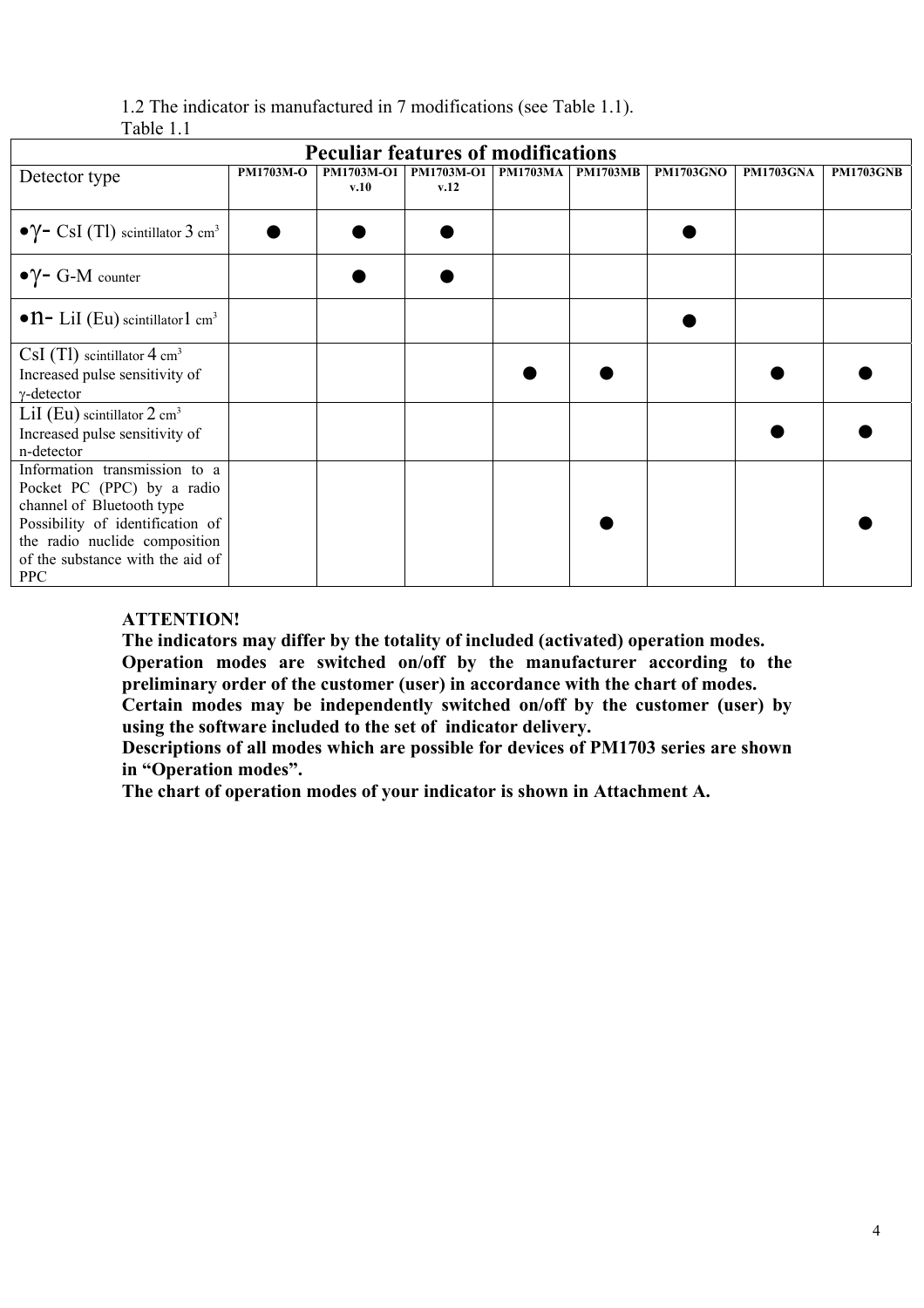1.2 The indicator is manufactured in 7 modifications (see Table 1.1).

Table 1.1

| Peculiar features of modifications | | | | | | | | |
|---|---|---|---|---|---|---|---|---|
| Detector type | PM1703M-O | PM1703M-O1 v.10 | PM1703M-O1 v.12 | PM1703MA | PM1703MB | PM1703GNO | PM1703GNA | PM1703GNB |
| •γ- CsI (Tl) scintillator 3 $cm^3$ | ● | ● | ● | | | ● | | |
| •γ- G-M counter | | ● | ● | | | | | |
| •n- LiI (Eu) scintillator 1 $cm^3$ | | | | | | ● | | |
| CsI (Tl) scintillator 4 $cm^3$ Increased pulse sensitivity of γ-detector | | | | ● | ● | | ● | ● |
| LiI (Eu) scintillator 2 $cm^3$ Increased pulse sensitivity of n-detector | | | | | | | ● | ● |
| Information transmission to a Pocket PC (PPC) by a radio channel of Bluetooth type Possibility of identification of the radio nuclide composition of the substance with the aid of PPC | | | | | ● | | | ● |

**ATTENTION!**

**The indicators may differ by the totality of included (activated) operation modes.**

**Operation modes are switched on/off by the manufacturer according to the preliminary order of the customer (user) in accordance with the chart of modes.**

**Certain modes may be independently switched on/off by the customer (user) by using the software included to the set of indicator delivery.**

**Descriptions of all modes which are possible for devices of PM1703 series are shown in "Operation modes".**

**The chart of operation modes of your indicator is shown in Attachment A.**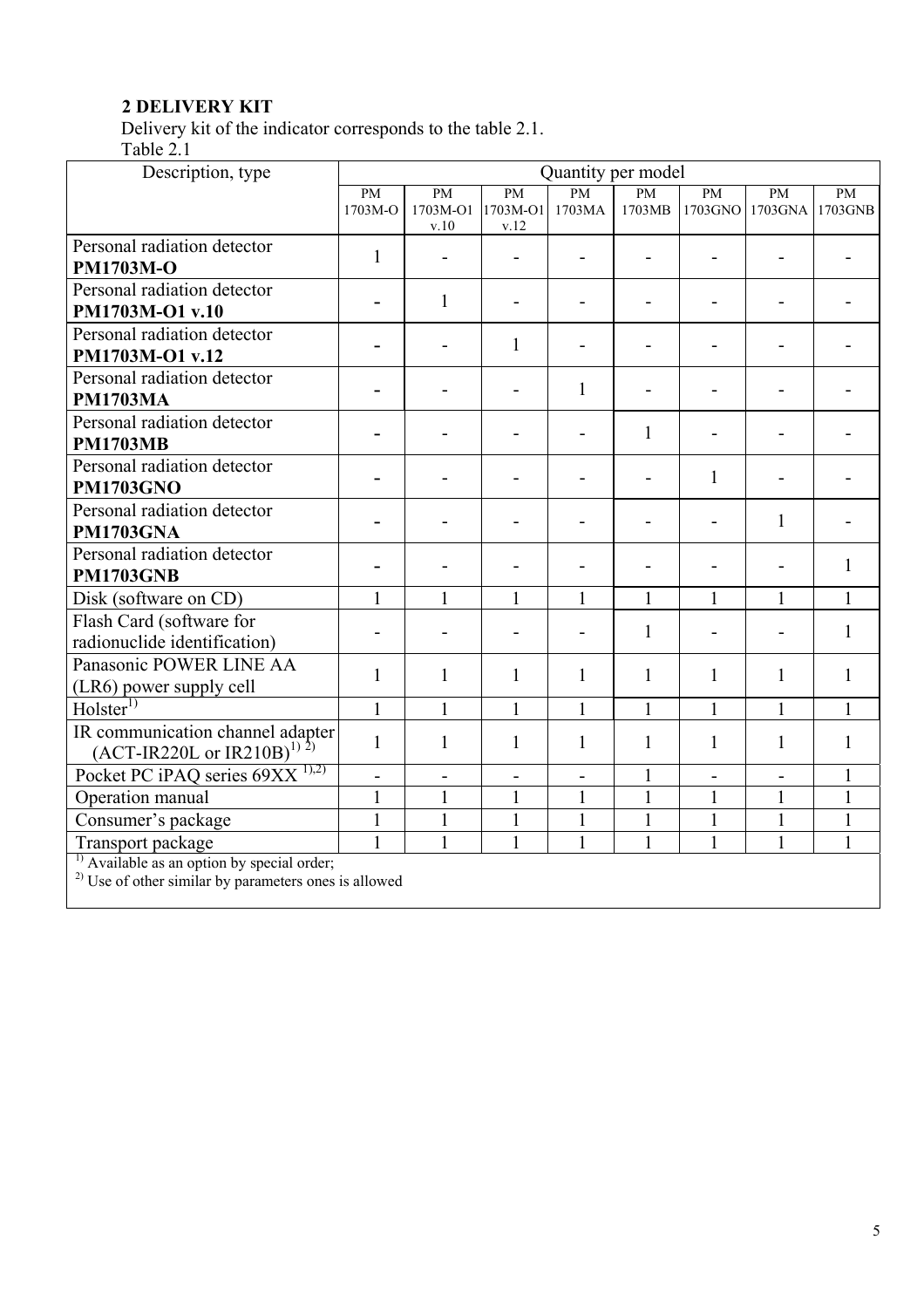## 2 DELIVERY KIT

Delivery kit of the indicator corresponds to the table 2.1.

Table 2.1

| Description, type | Quantity per model | | | | | | | |
|---|---|---|---|---|---|---|---|---|
| | PM 1703M-O | PM 1703M-O1 v.10 | PM 1703M-O1 v.12 | PM 1703MA | PM 1703MB | PM 1703GNO | PM 1703GNA | PM 1703GNB |
| Personal radiation detector **PM1703M-O** | 1 | - | - | - | - | - | - | - |
| Personal radiation detector **PM1703M-O1 v.10** | - | 1 | - | - | - | - | - | - |
| Personal radiation detector **PM1703M-O1 v.12** | - | - | 1 | - | - | - | - | - |
| Personal radiation detector **PM1703MA** | - | - | - | 1 | - | - | - | - |
| Personal radiation detector **PM1703MB** | - | - | - | - | 1 | - | - | - |
| Personal radiation detector **PM1703GNO** | - | - | - | - | - | 1 | - | - |
| Personal radiation detector **PM1703GNA** | - | - | - | - | - | - | 1 | - |
| Personal radiation detector **PM1703GNB** | - | - | - | - | - | - | - | 1 |
| Disk (software on CD) | 1 | 1 | 1 | 1 | 1 | 1 | 1 | 1 |
| Flash Card (software for radionuclide identification) | - | - | - | - | 1 | - | - | 1 |
| Panasonic POWER LINE AA (LR6) power supply cell | 1 | 1 | 1 | 1 | 1 | 1 | 1 | 1 |
| Holster[1)] | 1 | 1 | 1 | 1 | 1 | 1 | 1 | 1 |
| IR communication channel adapter (ACT-IR220L or IR210B)[1) 2)] | 1 | 1 | 1 | 1 | 1 | 1 | 1 | 1 |
| Pocket PC iPAQ series 69XX [1),2)] | - | - | - | - | 1 | - | - | 1 |
| Operation manual | 1 | 1 | 1 | 1 | 1 | 1 | 1 | 1 |
| Consumer's package | 1 | 1 | 1 | 1 | 1 | 1 | 1 | 1 |
| Transport package | 1 | 1 | 1 | 1 | 1 | 1 | 1 | 1 |

[1)] Available as an option by special order;
[2)] Use of other similar by parameters ones is allowed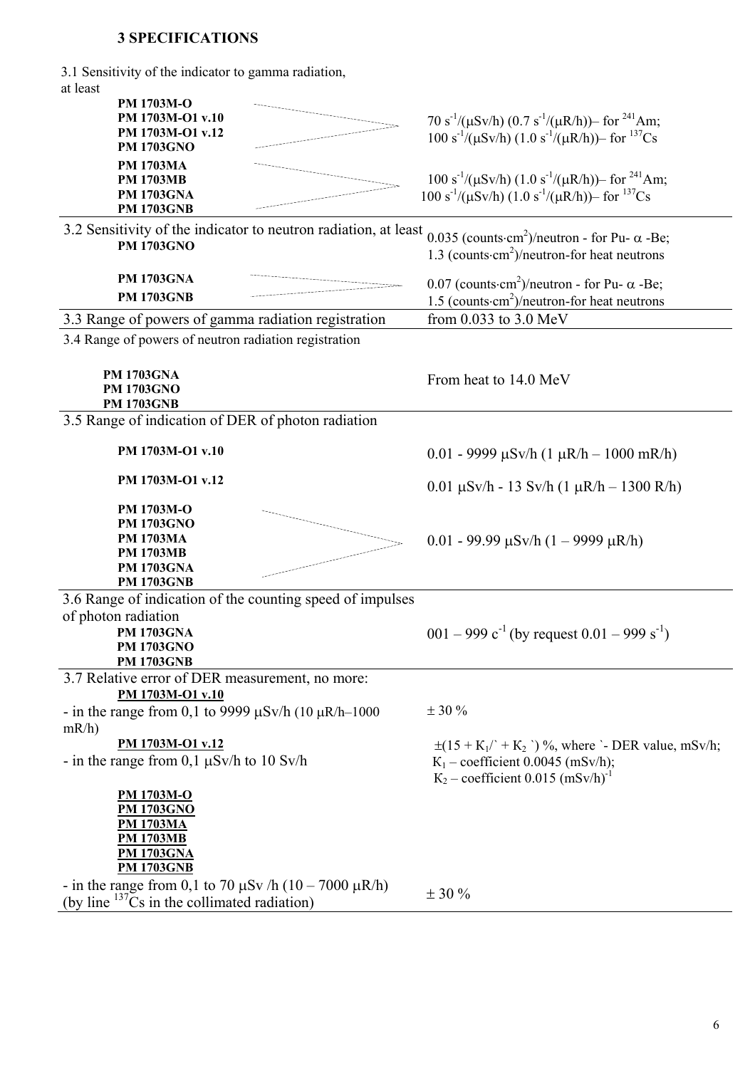# 3 SPECIFICATIONS

| Parameter | Value |
|---|---|
| 3.1 Sensitivity of the indicator to gamma radiation, at least<br>**PM 1703M-O**<br>**PM 1703M-O1 v.10**<br>**PM 1703M-O1 v.12**<br>**PM 1703GNO** | 70 $s^{-1}/(\mu Sv/h)$ (0.7 $s^{-1}/(\mu R/h)$)– for $^{241}Am$;<br>100 $s^{-1}/(\mu Sv/h)$ (1.0 $s^{-1}/(\mu R/h)$)– for $^{137}Cs$ |
| **PM 1703MA**<br>**PM 1703MB**<br>**PM 1703GNA**<br>**PM 1703GNB** | 100 $s^{-1}/(\mu Sv/h)$ (1.0 $s^{-1}/(\mu R/h)$)– for $^{241}Am$;<br>100 $s^{-1}/(\mu Sv/h)$ (1.0 $s^{-1}/(\mu R/h)$)– for $^{137}Cs$ |
| 3.2 Sensitivity of the indicator to neutron radiation, at least<br>**PM 1703GNO** | 0.035 (counts·$cm^2$)/neutron - for Pu- $\alpha$ -Be;<br>1.3 (counts·$cm^2$)/neutron-for heat neutrons |
| **PM 1703GNA**<br>**PM 1703GNB** | 0.07 (counts·$cm^2$)/neutron - for Pu- $\alpha$ -Be;<br>1.5 (counts·$cm^2$)/neutron-for heat neutrons |
| 3.3 Range of powers of gamma radiation registration | from 0.033 to 3.0 MeV |
| 3.4 Range of powers of neutron radiation registration<br>**PM 1703GNA**<br>**PM 1703GNO**<br>**PM 1703GNB** | From heat to 14.0 MeV |
| 3.5 Range of indication of DER of photon radiation<br>**PM 1703M-O1 v.10** | 0.01 - 9999 μSv/h (1 μR/h – 1000 mR/h) |
| **PM 1703M-O1 v.12** | 0.01 μSv/h - 13 Sv/h (1 μR/h – 1300 R/h) |
| **PM 1703M-O**<br>**PM 1703GNO**<br>**PM 1703MA**<br>**PM 1703MB**<br>**PM 1703GNA**<br>**PM 1703GNB** | 0.01 - 99.99 μSv/h (1 – 9999 μR/h) |
| 3.6 Range of indication of the counting speed of impulses of photon radiation<br>**PM 1703GNA**<br>**PM 1703GNO**<br>**PM 1703GNB** | 001 – 999 $c^{-1}$ (by request 0.01 – 999 $s^{-1}$) |
| 3.7 Relative error of DER measurement, no more:<br>**PM 1703M-O1 v.10**<br>- in the range from 0,1 to 9999 μSv/h (10 μR/h–1000 mR/h) | ± 30 % |
| **PM 1703M-O1 v.12**<br>- in the range from 0,1 μSv/h to 10 Sv/h | $\pm(15 + K_1/\grave{} + K_2 \grave{})$ %, where ` - DER value, mSv/h;<br>$K_1$ – coefficient 0.0045 (mSv/h);<br>$K_2$ – coefficient 0.015 $(mSv/h)^{-1}$ |
| **PM 1703M-O**<br>**PM 1703GNO**<br>**PM 1703MA**<br>**PM 1703MB**<br>**PM 1703GNA**<br>**PM 1703GNB**<br>- in the range from 0,1 to 70 μSv /h (10 – 7000 μR/h) (by line $^{137}Cs$ in the collimated radiation) | ± 30 % |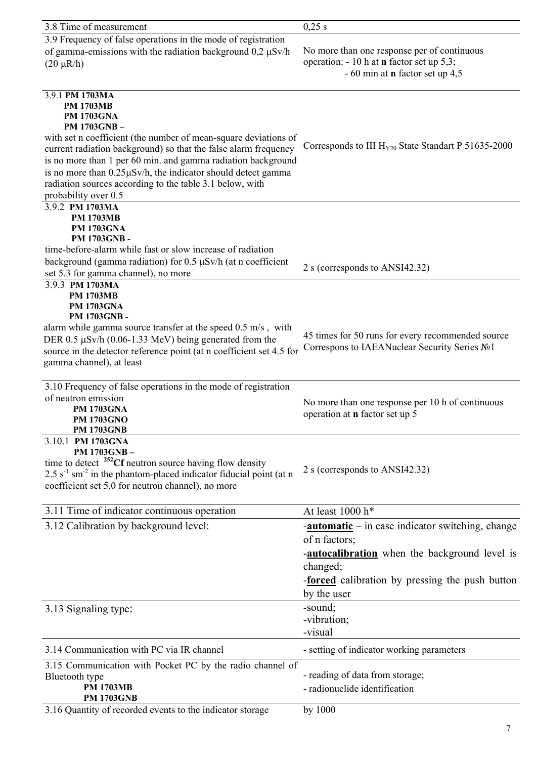| | |
|---|---|
| 3.8 Time of measurement | 0,25 s |
| 3.9 Frequency of false operations in the mode of registration of gamma-emissions with the radiation background 0,2 μSv/h (20 μR/h) | No more than one response per of continuous operation: - 10 h at **n** factor set up 5,3; - 60 min at **n** factor set up 4,5 |
| 3.9.1 **PM 1703MA** **PM 1703MB** **PM 1703GNA** **PM 1703GNB –** with set n coefficient (the number of mean-square deviations of current radiation background) so that the false alarm frequency is no more than 1 per 60 min. and gamma radiation background is no more than 0.25μSv/h, the indicator should detect gamma radiation sources according to the table 3.1 below, with probability over 0.5 | Corresponds to III $H_{Y20}$ State Standart P 51635-2000 |
| 3.9.2 **PM 1703MA** **PM 1703MB** **PM 1703GNA** **PM 1703GNB -** time-before-alarm while fast or slow increase of radiation background (gamma radiation) for 0.5 μSv/h (at n coefficient set 5.3 for gamma channel), no more | 2 s (corresponds to ANSI42.32) |
| 3.9.3 **PM 1703MA** **PM 1703MB** **PM 1703GNA** **PM 1703GNB -** alarm while gamma source transfer at the speed 0.5 m/s , with DER 0.5 μSv/h (0.06-1.33 MeV) being generated from the source in the detector reference point (at n coefficient set 4.5 for gamma channel), at least | 45 times for 50 runs for every recommended source Correspons to IAEANuclear Security Series №1 |
| 3.10 Frequency of false operations in the mode of registration of neutron emission **PM 1703GNA** **PM 1703GNO** **PM 1703GNB** | No more than one response per 10 h of continuous operation at **n** factor set up 5 |
| 3.10.1 **PM 1703GNA** **PM 1703GNB –** time to detect **$^{252}$Cf** neutron source having flow density 2.5 $s^{-1}$ $sm^{-2}$ in the phantom-placed indicator fiducial point (at n coefficient set 5.0 for neutron channel), no more | 2 s (corresponds to ANSI42.32) |
| 3.11 Time of indicator continuous operation | At least 1000 h* |
| 3.12 Calibration by background level: | -**automatic** – in case indicator switching, change of n factors; -**autocalibration** when the background level is changed; -**forced** calibration by pressing the push button by the user |
| 3.13 Signaling type: | -sound; -vibration; -visual |
| 3.14 Communication with PC via IR channel | - setting of indicator working parameters |
| 3.15 Communication with Pocket PC by the radio channel of Bluetooth type **PM 1703MB** **PM 1703GNB** | - reading of data from storage; - radionuclide identification |
| 3.16 Quantity of recorded events to the indicator storage | by 1000 |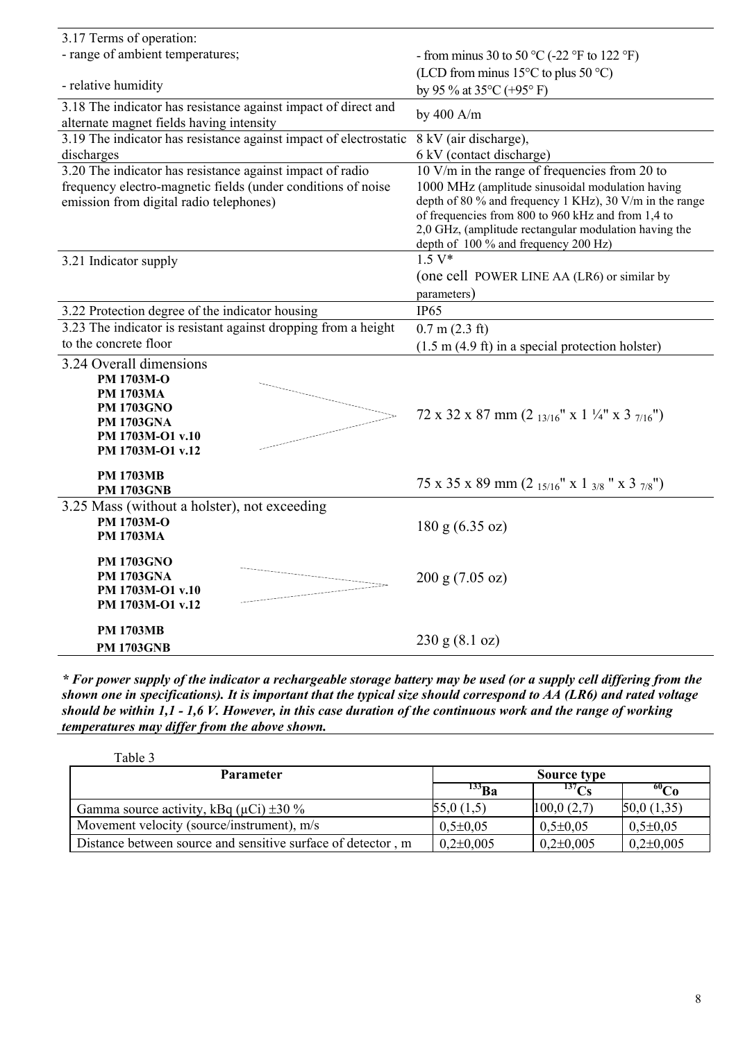| | |
|---|---|
| 3.17 Terms of operation:<br>- range of ambient temperatures;<br><br>- relative humidity | - from minus 30 to 50 °C (-22 °F to 122 °F)<br>(LCD from minus 15°C to plus 50 °C)<br>by 95 % at 35°C (+95° F) |
| 3.18 The indicator has resistance against impact of direct and alternate magnet fields having intensity | by 400 A/m |
| 3.19 The indicator has resistance against impact of electrostatic discharges | 8 kV (air discharge),<br>6 kV (contact discharge) |
| 3.20 The indicator has resistance against impact of radio frequency electro-magnetic fields (under conditions of noise emission from digital radio telephones) | 10 V/m in the range of frequencies from 20 to 1000 MHz (amplitude sinusoidal modulation having depth of 80 % and frequency 1 KHz), 30 V/m in the range of frequencies from 800 to 960 kHz and from 1,4 to 2,0 GHz, (amplitude rectangular modulation having the depth of 100 % and frequency 200 Hz) |
| 3.21 Indicator supply | 1.5 V*<br>(one cell POWER LINE AA (LR6) or similar by parameters) |
| 3.22 Protection degree of the indicator housing | IP65 |
| 3.23 The indicator is resistant against dropping from a height to the concrete floor | 0.7 m (2.3 ft)<br>(1.5 m (4.9 ft) in a special protection holster) |
| 3.24 Overall dimensions<br>**PM 1703M-O**<br>**PM 1703MA**<br>**PM 1703GNO**<br>**PM 1703GNA**<br>**PM 1703M-O1 v.10**<br>**PM 1703M-O1 v.12** | 72 x 32 x 87 mm (2 $_{13/16}$" x 1 ¼" x 3 $_{7/16}$") |
| **PM 1703MB**<br>**PM 1703GNB** | 75 x 35 x 89 mm (2 $_{15/16}$" x 1 $_{3/8}$ " x 3 $_{7/8}$") |
| 3.25 Mass (without a holster), not exceeding<br>**PM 1703M-O**<br>**PM 1703MA** | 180 g (6.35 oz) |
| **PM 1703GNO**<br>**PM 1703GNA**<br>**PM 1703M-O1 v.10**<br>**PM 1703M-O1 v.12** | 200 g (7.05 oz) |
| **PM 1703MB**<br>**PM 1703GNB** | 230 g (8.1 oz) |

***** For power supply of the indicator a rechargeable storage battery may be used (or a supply cell differing from the shown one in specifications). It is important that the typical size should correspond to AA (LR6) and rated voltage should be within 1,1 - 1,6 V. However, in this case duration of the continuous work and the range of working temperatures may differ from the above shown.***

Table 3

| Parameter | Source type | | |
|---|---|---|---|
| | $^{133}$Ba | $^{137}$Cs | $^{60}$Co |
| Gamma source activity, kBq (μCi) ±30 % | 55,0 (1,5) | 100,0 (2,7) | 50,0 (1,35) |
| Movement velocity (source/instrument), m/s | 0,5±0,05 | 0,5±0,05 | 0,5±0,05 |
| Distance between source and sensitive surface of detector , m | 0,2±0,005 | 0,2±0,005 | 0,2±0,005 |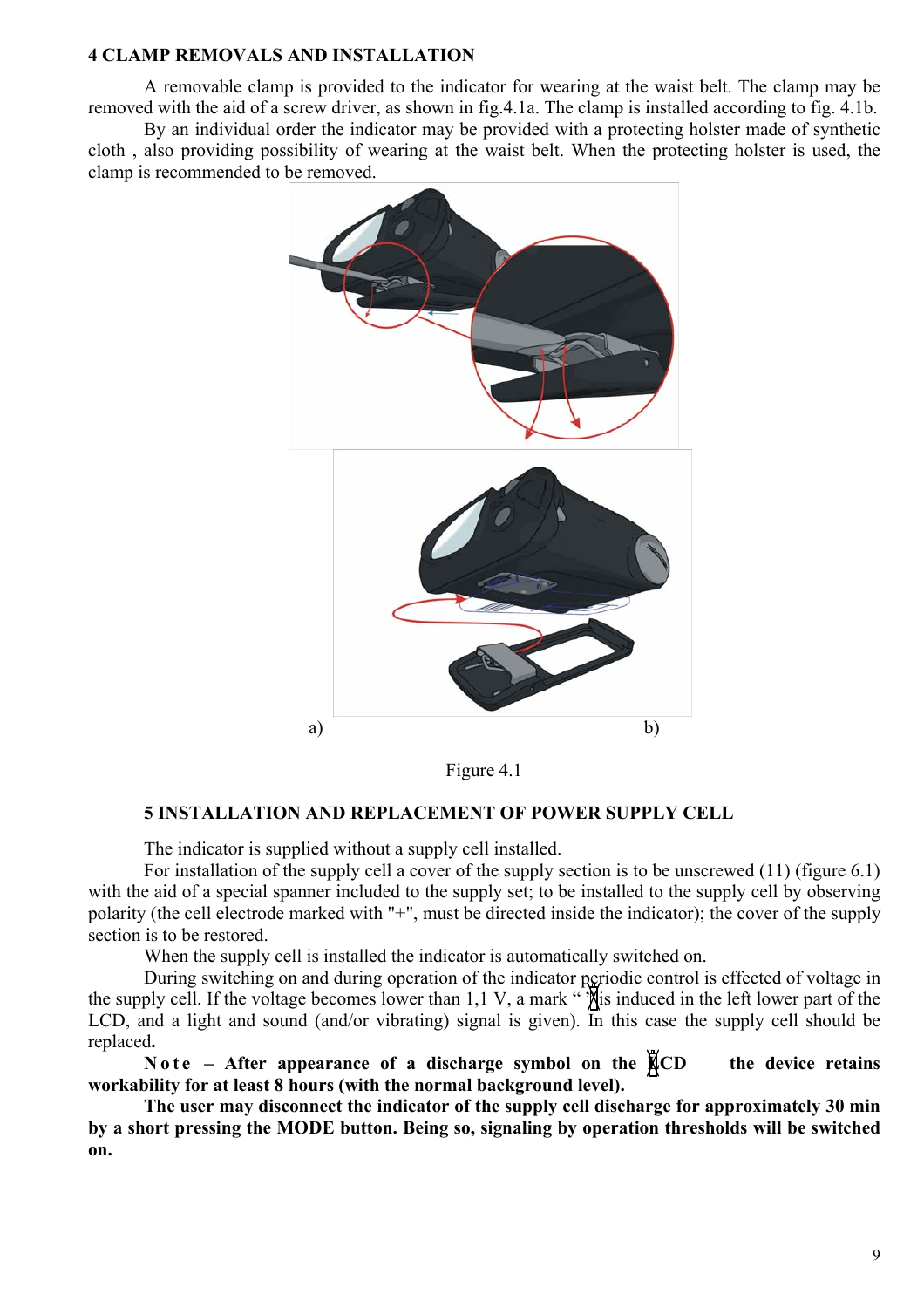## 4 CLAMP REMOVALS AND INSTALLATION

A removable clamp is provided to the indicator for wearing at the waist belt. The clamp may be removed with the aid of a screw driver, as shown in fig.4.1a. The clamp is installed according to fig. 4.1b.

By an individual order the indicator may be provided with a protecting holster made of synthetic cloth , also providing possibility of wearing at the waist belt. When the protecting holster is used, the clamp is recommended to be removed.

a) b)

Figure 4.1

## 5 INSTALLATION AND REPLACEMENT OF POWER SUPPLY CELL

The indicator is supplied without a supply cell installed.

For installation of the supply cell a cover of the supply section is to be unscrewed (11) (figure 6.1) with the aid of a special spanner included to the supply set; to be installed to the supply cell by observing polarity (the cell electrode marked with "+", must be directed inside the indicator); the cover of the supply section is to be restored.

When the supply cell is installed the indicator is automatically switched on.

During switching on and during operation of the indicator periodic control is effected of voltage in the supply cell. If the voltage becomes lower than 1,1 V, a mark " "is induced in the left lower part of the LCD, and a light and sound (and/or vibrating) signal is given). In this case the supply cell should be replaced**.**

**N o t e – After appearance of a discharge symbol on the LCD the device retains workability for at least 8 hours (with the normal background level).**

**The user may disconnect the indicator of the supply cell discharge for approximately 30 min by a short pressing the MODE button. Being so, signaling by operation thresholds will be switched on.**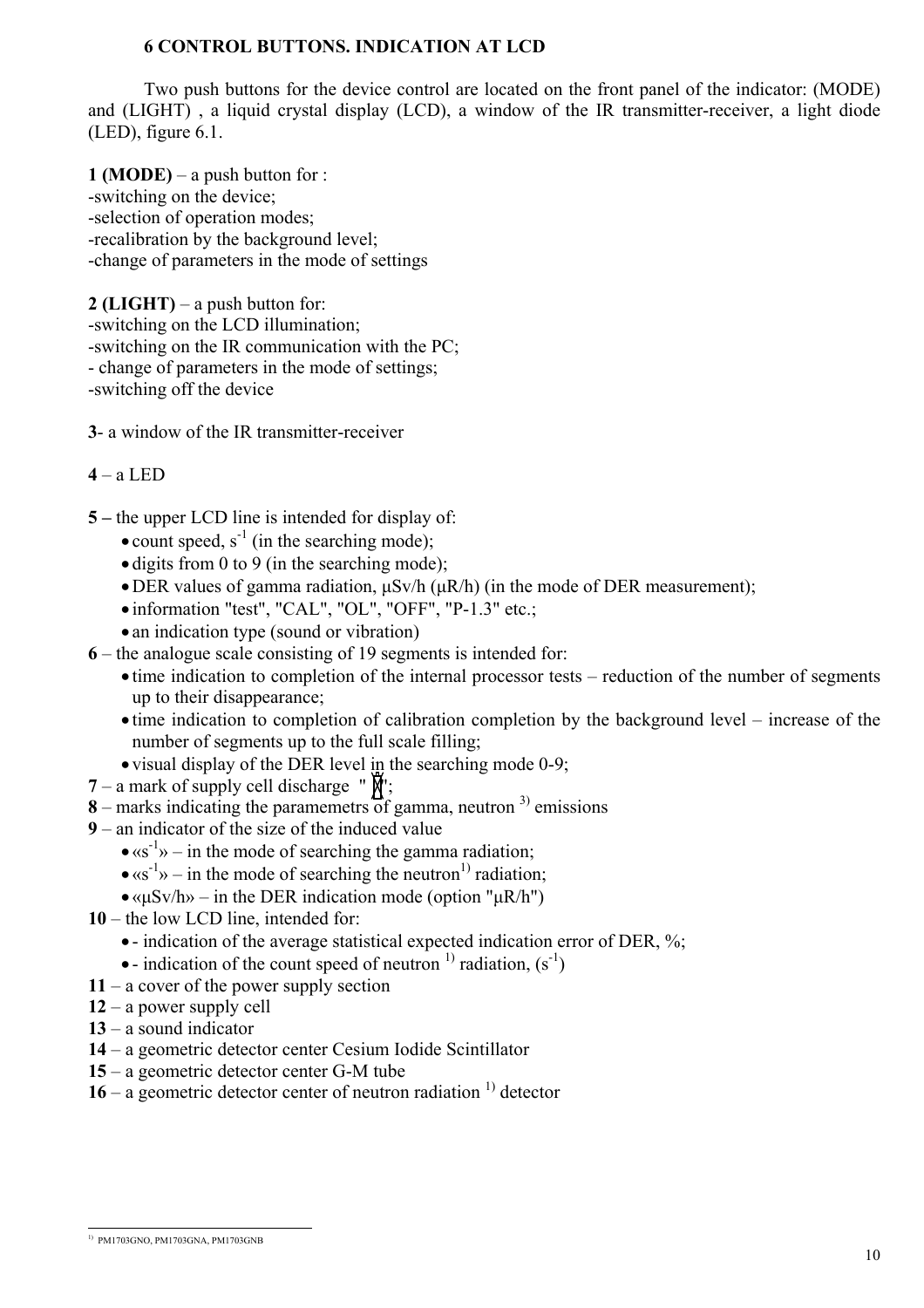## 6 CONTROL BUTTONS. INDICATION AT LCD

Two push buttons for the device control are located on the front panel of the indicator: (MODE) and (LIGHT) , a liquid crystal display (LCD), a window of the IR transmitter-receiver, a light diode (LED), figure 6.1.

**1 (MODE)** – a push button for :
-switching on the device;
-selection of operation modes;
-recalibration by the background level;
-change of parameters in the mode of settings

**2 (LIGHT)** – a push button for:
-switching on the LCD illumination;
-switching on the IR communication with the PC;
- change of parameters in the mode of settings;
-switching off the device

**3**- a window of the IR transmitter-receiver

**4** – a LED

**5 –** the upper LCD line is intended for display of:
- count speed, $s^{-1}$ (in the searching mode);
- digits from 0 to 9 (in the searching mode);
- DER values of gamma radiation, μSv/h (μR/h) (in the mode of DER measurement);
- information "test", "CAL", "OL", "OFF", "P-1.3" etc.;
- an indication type (sound or vibration)

**6** – the analogue scale consisting of 19 segments is intended for:
- time indication to completion of the internal processor tests – reduction of the number of segments up to their disappearance;
- time indication to completion of calibration completion by the background level – increase of the number of segments up to the full scale filling;
- visual display of the DER level in the searching mode 0-9;

**7** – a mark of supply cell discharge " ";
**8** – marks indicating the paramemetrs of gamma, neutron [3] emissions
**9** – an indicator of the size of the induced value
- «$s^{-1}$» – in the mode of searching the gamma radiation;
- «$s^{-1}$» – in the mode of searching the neutron[1] radiation;
- «μSv/h» – in the DER indication mode (option "μR/h")

**10** – the low LCD line, intended for:
- - indication of the average statistical expected indication error of DER, %;
- - indication of the count speed of neutron [1] radiation, ($s^{-1}$)

**11** – a cover of the power supply section
**12** – a power supply cell
**13** – a sound indicator
**14** – a geometric detector center Cesium Iodide Scintillator
**15** – a geometric detector center G-M tube
**16** – a geometric detector center of neutron radiation [1] detector

---

[1] PM1703GNO, PM1703GNA, PM1703GNB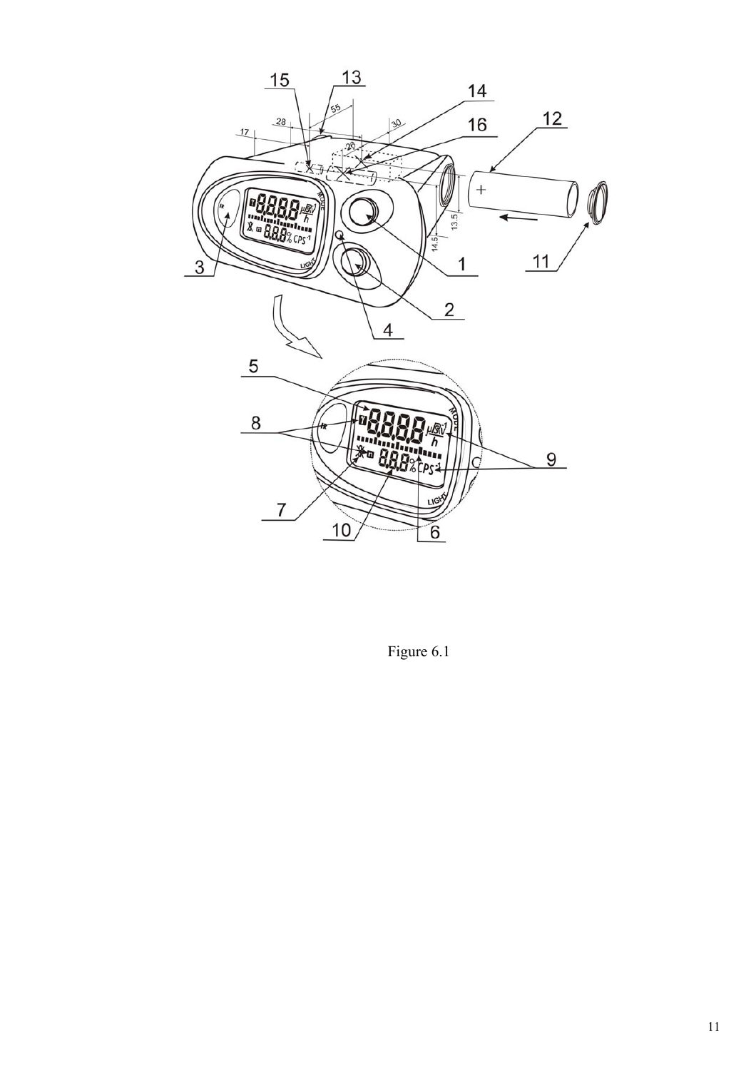Figure 6.1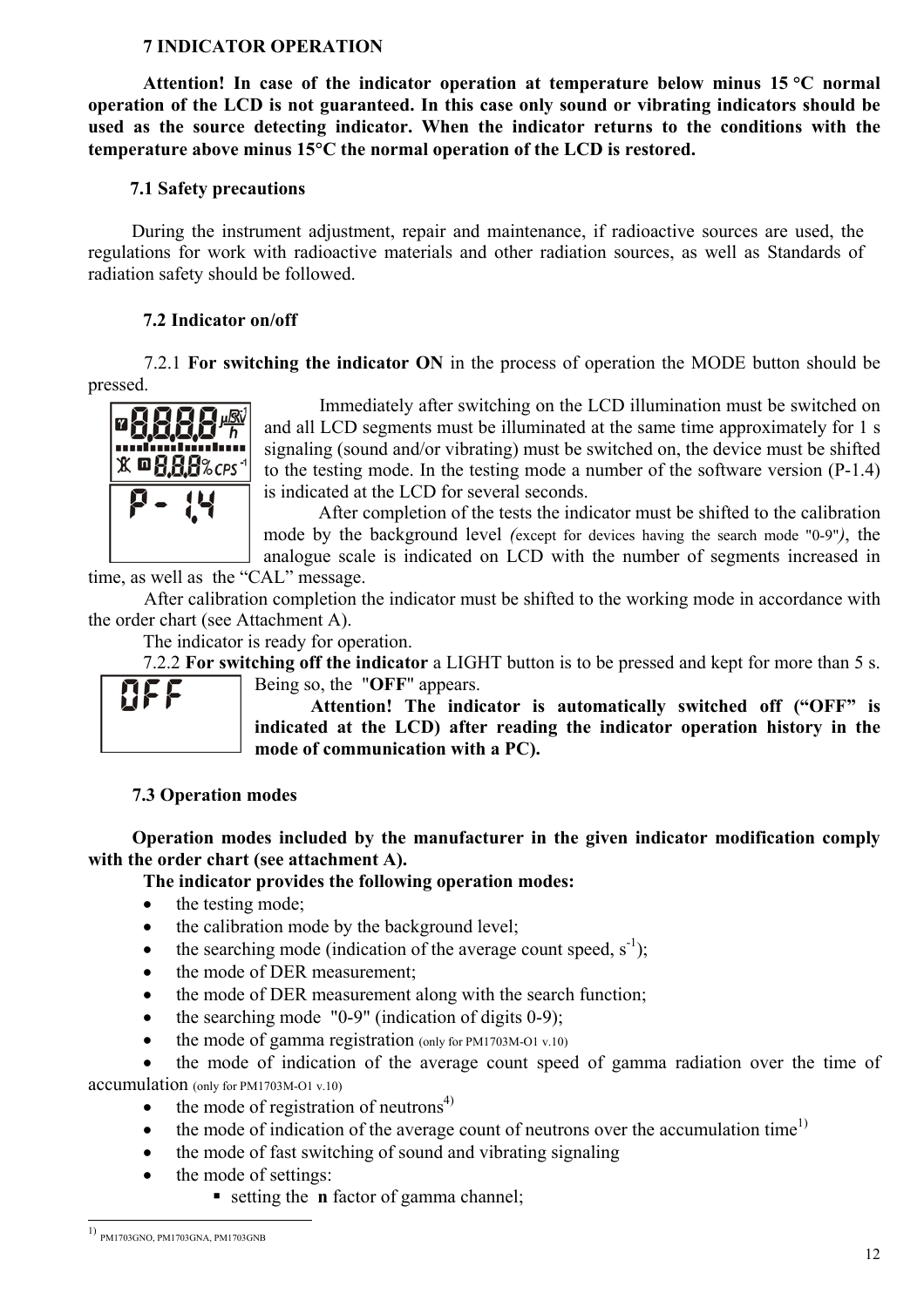## 7 INDICATOR OPERATION

**Attention! In case of the indicator operation at temperature below minus 15 °C normal operation of the LCD is not guaranteed. In this case only sound or vibrating indicators should be used as the source detecting indicator. When the indicator returns to the conditions with the temperature above minus 15°C the normal operation of the LCD is restored.**

### 7.1 Safety precautions

During the instrument adjustment, repair and maintenance, if radioactive sources are used, the regulations for work with radioactive materials and other radiation sources, as well as Standards of radiation safety should be followed.

### 7.2 Indicator on/off

7.2.1 **For switching the indicator ON** in the process of operation the MODE button should be pressed.

Immediately after switching on the LCD illumination must be switched on and all LCD segments must be illuminated at the same time approximately for 1 s signaling (sound and/or vibrating) must be switched on, the device must be shifted to the testing mode. In the testing mode a number of the software version (P-1.4) is indicated at the LCD for several seconds.

After completion of the tests the indicator must be shifted to the calibration mode by the background level *(*except for devices having the search mode "0-9"*)*, the analogue scale is indicated on LCD with the number of segments increased in time, as well as the "CAL" message.

After calibration completion the indicator must be shifted to the working mode in accordance with the order chart (see Attachment A).

The indicator is ready for operation.

7.2.2 **For switching off the indicator** a LIGHT button is to be pressed and kept for more than 5 s. Being so, the "**OFF**" appears.

**Attention! The indicator is automatically switched off ("OFF" is indicated at the LCD) after reading the indicator operation history in the mode of communication with a PC).**

### 7.3 Operation modes

**Operation modes included by the manufacturer in the given indicator modification comply with the order chart (see attachment A).**

**The indicator provides the following operation modes:**

- the testing mode;
- the calibration mode by the background level;
- the searching mode (indication of the average count speed, $s^{-1}$);
- the mode of DER measurement;
- the mode of DER measurement along with the search function;
- the searching mode "0-9" (indication of digits 0-9);
- the mode of gamma registration (only for PM1703M-O1 v.10)
- the mode of indication of the average count speed of gamma radiation over the time of accumulation (only for PM1703M-O1 v.10)
- the mode of registration of neutrons[4)]
- the mode of indication of the average count of neutrons over the accumulation time[1)]
- the mode of fast switching of sound and vibrating signaling
- the mode of settings:
  - setting the **n** factor of gamma channel;

---

1) PM1703GNO, PM1703GNA, PM1703GNB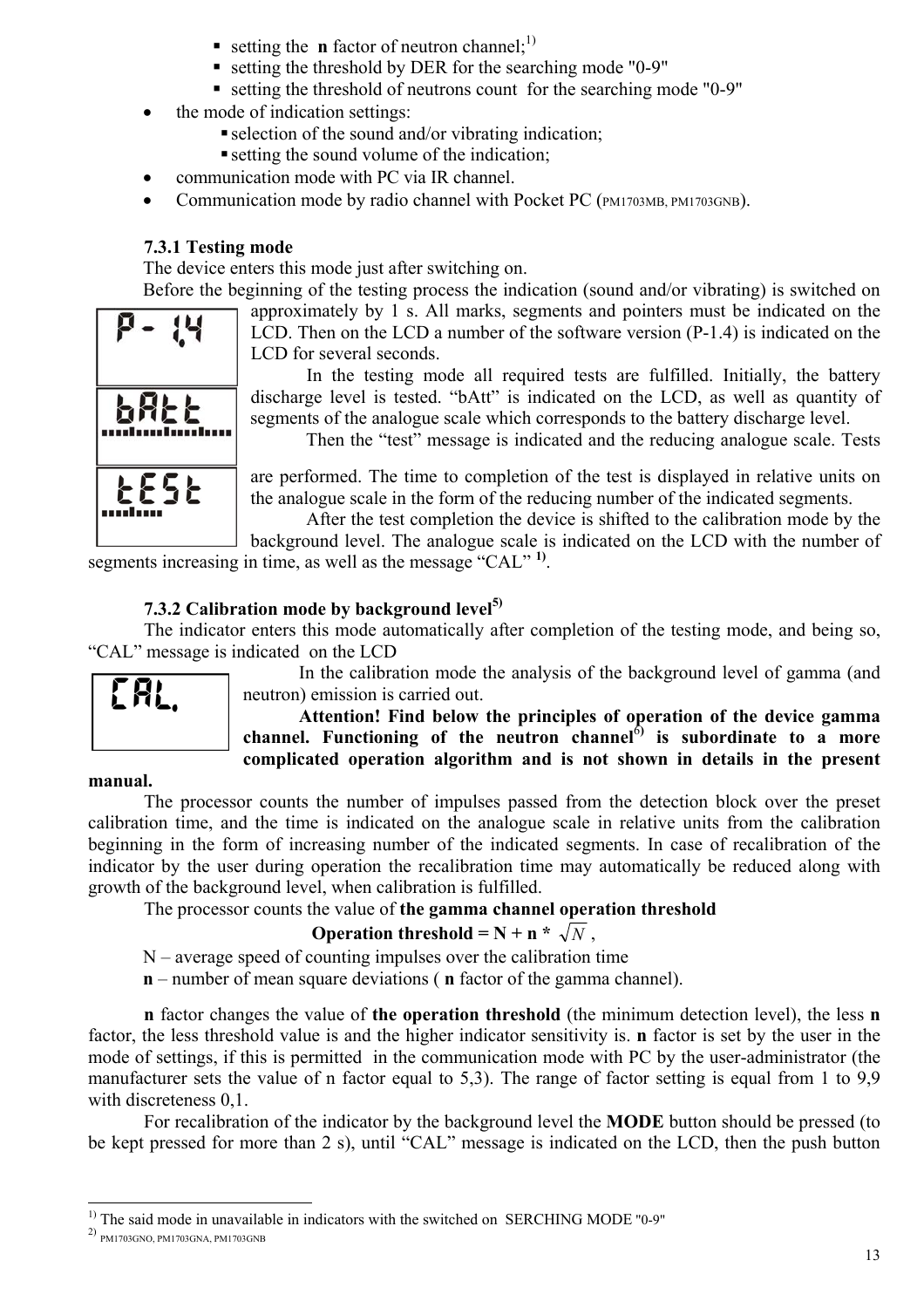- setting the **n** factor of neutron channel;[1]
    - setting the threshold by DER for the searching mode "0-9"
    - setting the threshold of neutrons count for the searching mode "0-9"
- the mode of indication settings:
    - selection of the sound and/or vibrating indication;
    - setting the sound volume of the indication;
- communication mode with PC via IR channel.
- Communication mode by radio channel with Pocket PC (PM1703MB, PM1703GNB).

### 7.3.1 Testing mode

The device enters this mode just after switching on.

Before the beginning of the testing process the indication (sound and/or vibrating) is switched on approximately by 1 s. All marks, segments and pointers must be indicated on the LCD. Then on the LCD a number of the software version (P-1.4) is indicated on the LCD for several seconds.

P- 1.4

In the testing mode all required tests are fulfilled. Initially, the battery discharge level is tested. "bAtt" is indicated on the LCD, as well as quantity of segments of the analogue scale which corresponds to the battery discharge level.

bAtt

Then the "test" message is indicated and the reducing analogue scale. Tests are performed. The time to completion of the test is displayed in relative units on the analogue scale in the form of the reducing number of the indicated segments.

tESt

After the test completion the device is shifted to the calibration mode by the background level. The analogue scale is indicated on the LCD with the number of segments increasing in time, as well as the message "CAL" [1].

### 7.3.2 Calibration mode by background level[5]

The indicator enters this mode automatically after completion of the testing mode, and being so, "CAL" message is indicated on the LCD

CAL.

In the calibration mode the analysis of the background level of gamma (and neutron) emission is carried out.

**Attention! Find below the principles of operation of the device gamma channel. Functioning of the neutron channel[6] is subordinate to a more complicated operation algorithm and is not shown in details in the present manual.**

The processor counts the number of impulses passed from the detection block over the preset calibration time, and the time is indicated on the analogue scale in relative units from the calibration beginning in the form of increasing number of the indicated segments. In case of recalibration of the indicator by the user during operation the recalibration time may automatically be reduced along with growth of the background level, when calibration is fulfilled.

The processor counts the value of **the gamma channel operation threshold**

$$\textbf{Operation threshold} = N + n * \sqrt{N},$$

N – average speed of counting impulses over the calibration time

**n** – number of mean square deviations ( **n** factor of the gamma channel).

**n** factor changes the value of **the operation threshold** (the minimum detection level), the less **n** factor, the less threshold value is and the higher indicator sensitivity is. **n** factor is set by the user in the mode of settings, if this is permitted in the communication mode with PC by the user-administrator (the manufacturer sets the value of n factor equal to 5,3). The range of factor setting is equal from 1 to 9,9 with discreteness 0,1.

For recalibration of the indicator by the background level the **MODE** button should be pressed (to be kept pressed for more than 2 s), until "CAL" message is indicated on the LCD, then the push button

---

[1] The said mode in unavailable in indicators with the switched on SERCHING MODE "0-9"

[2] PM1703GNO, PM1703GNA, PM1703GNB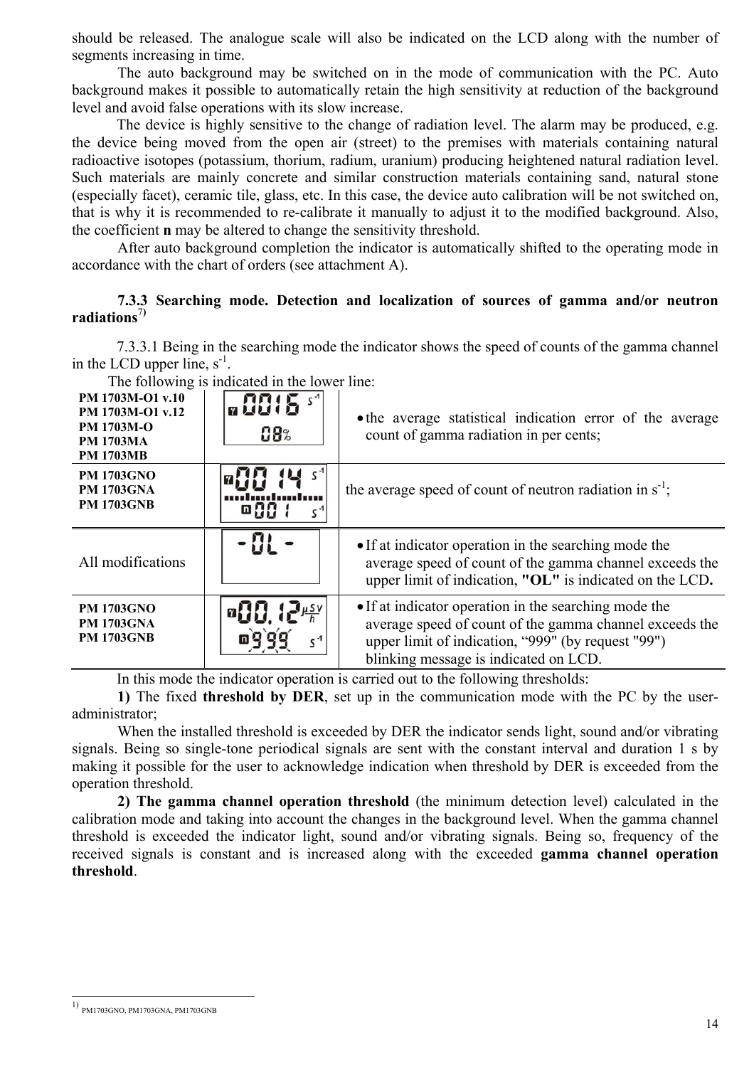should be released. The analogue scale will also be indicated on the LCD along with the number of segments increasing in time.

The auto background may be switched on in the mode of communication with the PC. Auto background makes it possible to automatically retain the high sensitivity at reduction of the background level and avoid false operations with its slow increase.

The device is highly sensitive to the change of radiation level. The alarm may be produced, e.g. the device being moved from the open air (street) to the premises with materials containing natural radioactive isotopes (potassium, thorium, radium, uranium) producing heightened natural radiation level. Such materials are mainly concrete and similar construction materials containing sand, natural stone (especially facet), ceramic tile, glass, etc. In this case, the device auto calibration will be not switched on, that is why it is recommended to re-calibrate it manually to adjust it to the modified background. Also, the coefficient **n** may be altered to change the sensitivity threshold.

After auto background completion the indicator is automatically shifted to the operating mode in accordance with the chart of orders (see attachment A).

### 7.3.3 Searching mode. Detection and localization of sources of gamma and/or neutron radiations[7)]

7.3.3.1 Being in the searching mode the indicator shows the speed of counts of the gamma channel in the LCD upper line, $s^{-1}$.

The following is indicated in the lower line:

| Modification | Display | Description |
|---|---|---|
| **PM 1703M-O1 v.10**<br>**PM 1703M-O1 v.12**<br>**PM 1703M-O**<br>**PM 1703MA**<br>**PM 1703MB** | 0016 $s^{-1}$ / 08% | • the average statistical indication error of the average count of gamma radiation in per cents; |
| **PM 1703GNO**<br>**PM 1703GNA**<br>**PM 1703GNB** | 00 14 $s^{-1}$ / 001 $s^{-1}$ | the average speed of count of neutron radiation in $s^{-1}$; |
| All modifications | -OL- | • If at indicator operation in the searching mode the average speed of count of the gamma channel exceeds the upper limit of indication, **"OL"** is indicated on the LCD**.** |
| **PM 1703GNO**<br>**PM 1703GNA**<br>**PM 1703GNB** | 00.12 µSv/h / 999 $s^{-1}$ | • If at indicator operation in the searching mode the average speed of count of the gamma channel exceeds the upper limit of indication, "999" (by request "99") blinking message is indicated on LCD. |

In this mode the indicator operation is carried out to the following thresholds:

**1)** The fixed **threshold by DER**, set up in the communication mode with the PC by the user-administrator;

When the installed threshold is exceeded by DER the indicator sends light, sound and/or vibrating signals. Being so single-tone periodical signals are sent with the constant interval and duration 1 s by making it possible for the user to acknowledge indication when threshold by DER is exceeded from the operation threshold.

**2) The gamma channel operation threshold** (the minimum detection level) calculated in the calibration mode and taking into account the changes in the background level. When the gamma channel threshold is exceeded the indicator light, sound and/or vibrating signals. Being so, frequency of the received signals is constant and is increased along with the exceeded **gamma channel operation threshold**.

---

[1)] PM1703GNO, PM1703GNA, PM1703GNB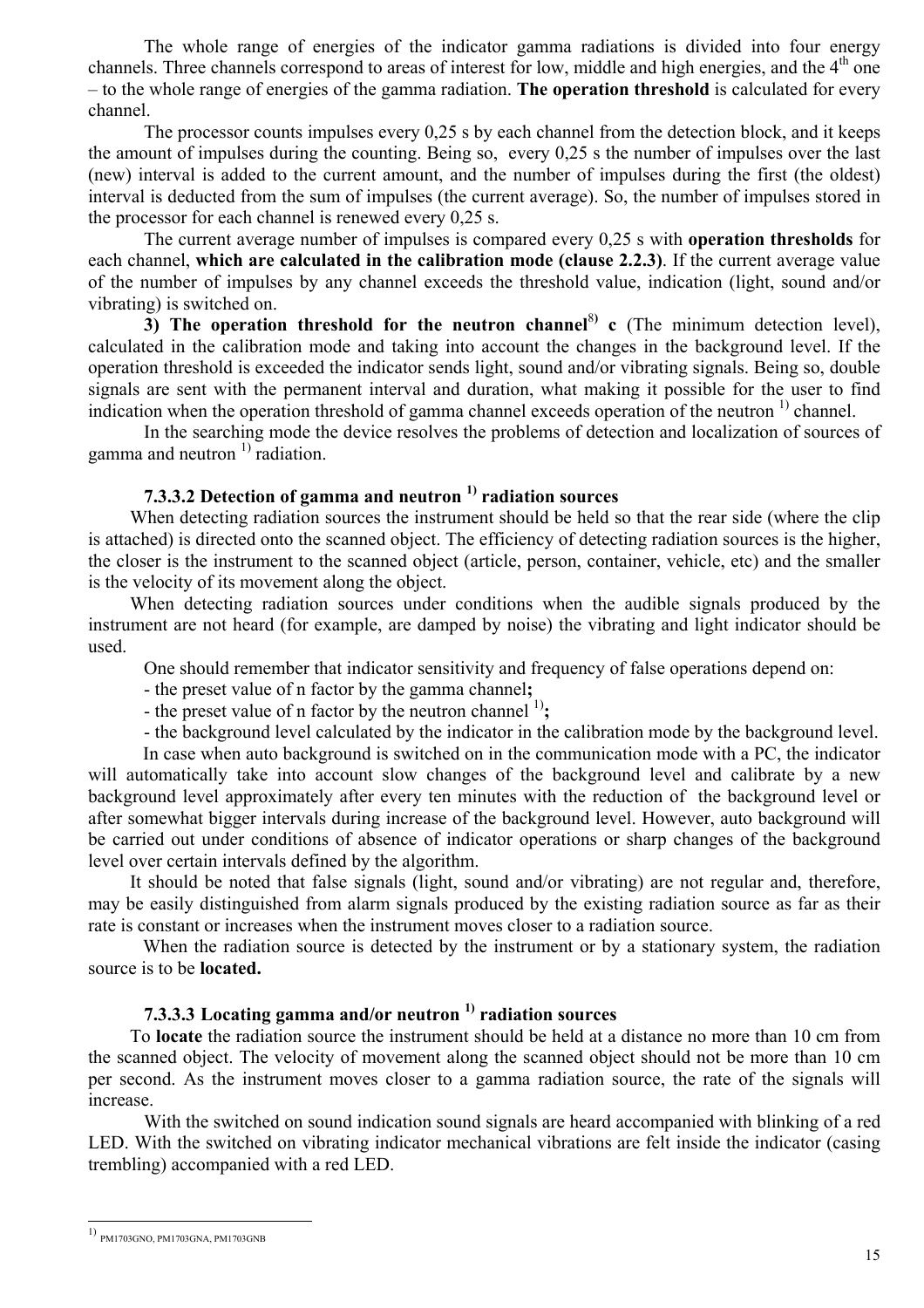The whole range of energies of the indicator gamma radiations is divided into four energy channels. Three channels correspond to areas of interest for low, middle and high energies, and the 4th one – to the whole range of energies of the gamma radiation. **The operation threshold** is calculated for every channel.

The processor counts impulses every 0,25 s by each channel from the detection block, and it keeps the amount of impulses during the counting. Being so, every 0,25 s the number of impulses over the last (new) interval is added to the current amount, and the number of impulses during the first (the oldest) interval is deducted from the sum of impulses (the current average). So, the number of impulses stored in the processor for each channel is renewed every 0,25 s.

The current average number of impulses is compared every 0,25 s with **operation thresholds** for each channel, **which are calculated in the calibration mode (clause 2.2.3)**. If the current average value of the number of impulses by any channel exceeds the threshold value, indication (light, sound and/or vibrating) is switched on.

**3) The operation threshold for the neutron channel[8] c** (The minimum detection level), calculated in the calibration mode and taking into account the changes in the background level. If the operation threshold is exceeded the indicator sends light, sound and/or vibrating signals. Being so, double signals are sent with the permanent interval and duration, what making it possible for the user to find indication when the operation threshold of gamma channel exceeds operation of the neutron [1] channel.

In the searching mode the device resolves the problems of detection and localization of sources of gamma and neutron [1] radiation.

### 7.3.3.2 Detection of gamma and neutron [1] radiation sources

When detecting radiation sources the instrument should be held so that the rear side (where the clip is attached) is directed onto the scanned object. The efficiency of detecting radiation sources is the higher, the closer is the instrument to the scanned object (article, person, container, vehicle, etc) and the smaller is the velocity of its movement along the object.

When detecting radiation sources under conditions when the audible signals produced by the instrument are not heard (for example, are damped by noise) the vibrating and light indicator should be used.

One should remember that indicator sensitivity and frequency of false operations depend on:

- the preset value of n factor by the gamma channel**;**
- the preset value of n factor by the neutron channel [1]**;**
- the background level calculated by the indicator in the calibration mode by the background level.

In case when auto background is switched on in the communication mode with a PC, the indicator will automatically take into account slow changes of the background level and calibrate by a new background level approximately after every ten minutes with the reduction of the background level or after somewhat bigger intervals during increase of the background level. However, auto background will be carried out under conditions of absence of indicator operations or sharp changes of the background level over certain intervals defined by the algorithm.

It should be noted that false signals (light, sound and/or vibrating) are not regular and, therefore, may be easily distinguished from alarm signals produced by the existing radiation source as far as their rate is constant or increases when the instrument moves closer to a radiation source.

When the radiation source is detected by the instrument or by a stationary system, the radiation source is to be **located.**

### 7.3.3.3 Locating gamma and/or neutron [1] radiation sources

To **locate** the radiation source the instrument should be held at a distance no more than 10 cm from the scanned object. The velocity of movement along the scanned object should not be more than 10 cm per second. As the instrument moves closer to a gamma radiation source, the rate of the signals will increase.

With the switched on sound indication sound signals are heard accompanied with blinking of a red LED. With the switched on vibrating indicator mechanical vibrations are felt inside the indicator (casing trembling) accompanied with a red LED.

---

[1] PM1703GNO, PM1703GNA, PM1703GNB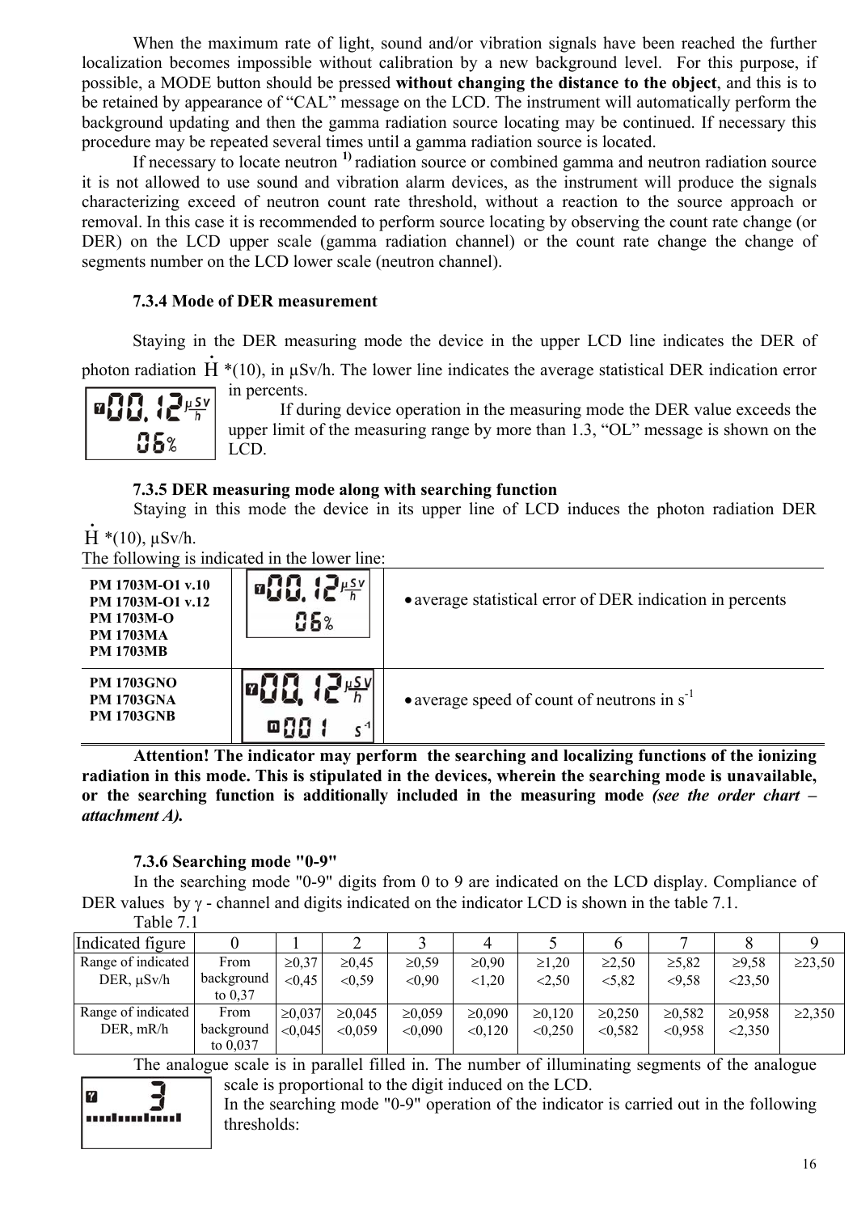When the maximum rate of light, sound and/or vibration signals have been reached the further localization becomes impossible without calibration by a new background level. For this purpose, if possible, a MODE button should be pressed **without changing the distance to the object**, and this is to be retained by appearance of "CAL" message on the LCD. The instrument will automatically perform the background updating and then the gamma radiation source locating may be continued. If necessary this procedure may be repeated several times until a gamma radiation source is located.

If necessary to locate neutron [1)] radiation source or combined gamma and neutron radiation source it is not allowed to use sound and vibration alarm devices, as the instrument will produce the signals characterizing exceed of neutron count rate threshold, without a reaction to the source approach or removal. In this case it is recommended to perform source locating by observing the count rate change (or DER) on the LCD upper scale (gamma radiation channel) or the count rate change the change of segments number on the LCD lower scale (neutron channel).

### 7.3.4 Mode of DER measurement

Staying in the DER measuring mode the device in the upper LCD line indicates the DER of photon radiation $\dot{H}$ *(10), in μSv/h. The lower line indicates the average statistical DER indication error in percents.

If during device operation in the measuring mode the DER value exceeds the upper limit of the measuring range by more than 1.3, "OL" message is shown on the LCD.

### 7.3.5 DER measuring mode along with searching function

Staying in this mode the device in its upper line of LCD induces the photon radiation DER $\dot{H}$ *(10), μSv/h.

The following is indicated in the lower line:

| | | |
|---|---|---|
| **PM 1703M-O1 v.10**<br>**PM 1703M-O1 v.12**<br>**PM 1703M-O**<br>**PM 1703MA**<br>**PM 1703MB** | 00.12 μSv/h<br>06% | • average statistical error of DER indication in percents |
| **PM 1703GNO**<br>**PM 1703GNA**<br>**PM 1703GNB** | 00.12 μSv/h<br>n 001 $s^{-1}$ | • average speed of count of neutrons in $s^{-1}$ |

**Attention! The indicator may perform the searching and localizing functions of the ionizing radiation in this mode. This is stipulated in the devices, wherein the searching mode is unavailable, or the searching function is additionally included in the measuring mode** ***(see the order chart – attachment A).***

### 7.3.6 Searching mode "0-9"

In the searching mode "0-9" digits from 0 to 9 are indicated on the LCD display. Compliance of DER values by γ - channel and digits indicated on the indicator LCD is shown in the table 7.1.

Table 7.1

| Indicated figure | 0 | 1 | 2 | 3 | 4 | 5 | 6 | 7 | 8 | 9 |
|---|---|---|---|---|---|---|---|---|---|---|
| Range of indicated DER, μSv/h | From background to 0,37 | ≥0,37<br><0,45 | ≥0,45<br><0,59 | ≥0,59<br><0,90 | ≥0,90<br><1,20 | ≥1,20<br><2,50 | ≥2,50<br><5,82 | ≥5,82<br><9,58 | ≥9,58<br><23,50 | ≥23,50 |
| Range of indicated DER, mR/h | From background to 0,037 | ≥0,037<br><0,045 | ≥0,045<br><0,059 | ≥0,059<br><0,090 | ≥0,090<br><0,120 | ≥0,120<br><0,250 | ≥0,250<br><0,582 | ≥0,582<br><0,958 | ≥0,958<br><2,350 | ≥2,350 |

The analogue scale is in parallel filled in. The number of illuminating segments of the analogue scale is proportional to the digit induced on the LCD.

In the searching mode "0-9" operation of the indicator is carried out in the following thresholds: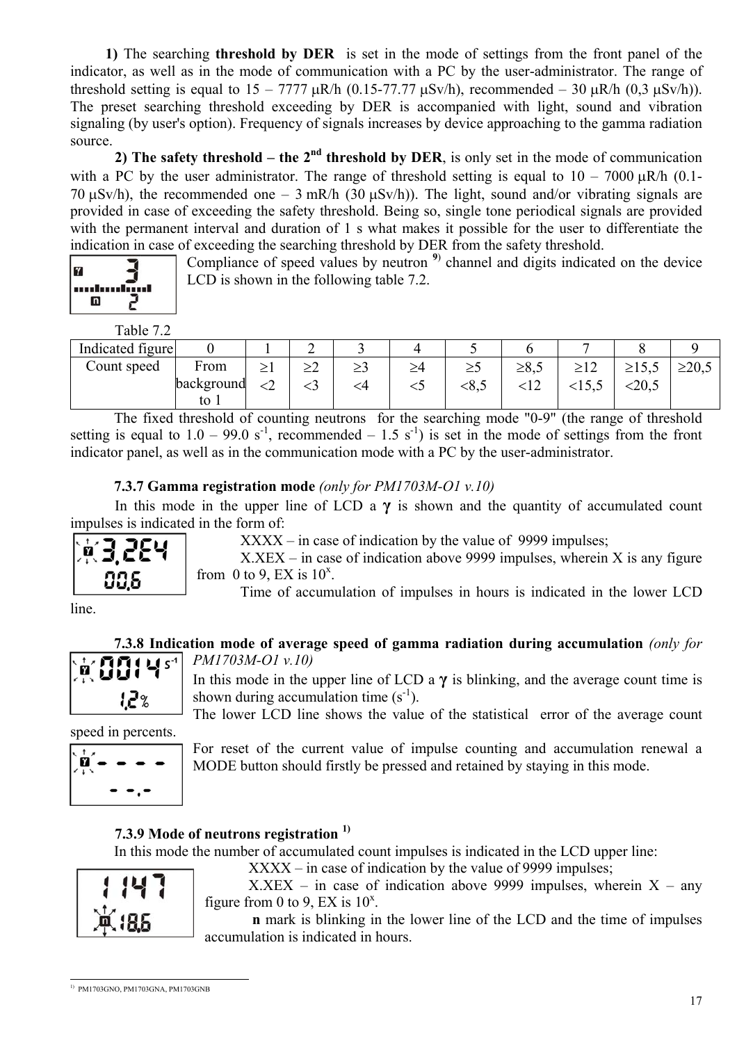**1)** The searching **threshold by DER** is set in the mode of settings from the front panel of the indicator, as well as in the mode of communication with a PC by the user-administrator. The range of threshold setting is equal to 15 – 7777 μR/h (0.15-77.77 μSv/h), recommended – 30 μR/h (0,3 μSv/h)). The preset searching threshold exceeding by DER is accompanied with light, sound and vibration signaling (by user's option). Frequency of signals increases by device approaching to the gamma radiation source.

**2) The safety threshold – the 2nd threshold by DER**, is only set in the mode of communication with a PC by the user administrator. The range of threshold setting is equal to 10 – 7000 μR/h (0.1-70 μSv/h), the recommended one – 3 mR/h (30 μSv/h)). The light, sound and/or vibrating signals are provided in case of exceeding the safety threshold. Being so, single tone periodical signals are provided with the permanent interval and duration of 1 s what makes it possible for the user to differentiate the indication in case of exceeding the searching threshold by DER from the safety threshold.

Compliance of speed values by neutron [9] channel and digits indicated on the device LCD is shown in the following table 7.2.

Table 7.2

| Indicated figure | 0 | 1 | 2 | 3 | 4 | 5 | 6 | 7 | 8 | 9 |
|---|---|---|---|---|---|---|---|---|---|---|
| Count speed | From background to 1 | ≥1 <2 | ≥2 <3 | ≥3 <4 | ≥4 <5 | ≥5 <8,5 | ≥8,5 <12 | ≥12 <15,5 | ≥15,5 <20,5 | ≥20,5 |

The fixed threshold of counting neutrons for the searching mode "0-9" (the range of threshold setting is equal to 1.0 – 99.0 $s^{-1}$, recommended – 1.5 $s^{-1}$) is set in the mode of settings from the front indicator panel, as well as in the communication mode with a PC by the user-administrator.

### 7.3.7 Gamma registration mode *(only for PM1703M-O1 v.10)*

In this mode in the upper line of LCD a **γ** is shown and the quantity of accumulated count impulses is indicated in the form of:

XXXX – in case of indication by the value of 9999 impulses;

X.XEX – in case of indication above 9999 impulses, wherein X is any figure from 0 to 9, EX is $10^x$.

Time of accumulation of impulses in hours is indicated in the lower LCD line.

### 7.3.8 Indication mode of average speed of gamma radiation during accumulation *(only for PM1703M-O1 v.10)*

In this mode in the upper line of LCD a **γ** is blinking, and the average count time is shown during accumulation time ($s^{-1}$).

The lower LCD line shows the value of the statistical error of the average count speed in percents.

For reset of the current value of impulse counting and accumulation renewal a MODE button should firstly be pressed and retained by staying in this mode.

### 7.3.9 Mode of neutrons registration [1]

In this mode the number of accumulated count impulses is indicated in the LCD upper line:

XXXX – in case of indication by the value of 9999 impulses;

X.XEX – in case of indication above 9999 impulses, wherein X – any figure from 0 to 9, EX is $10^x$.

**n** mark is blinking in the lower line of the LCD and the time of impulses accumulation is indicated in hours.

---

[1] PM1703GNO, PM1703GNA, PM1703GNB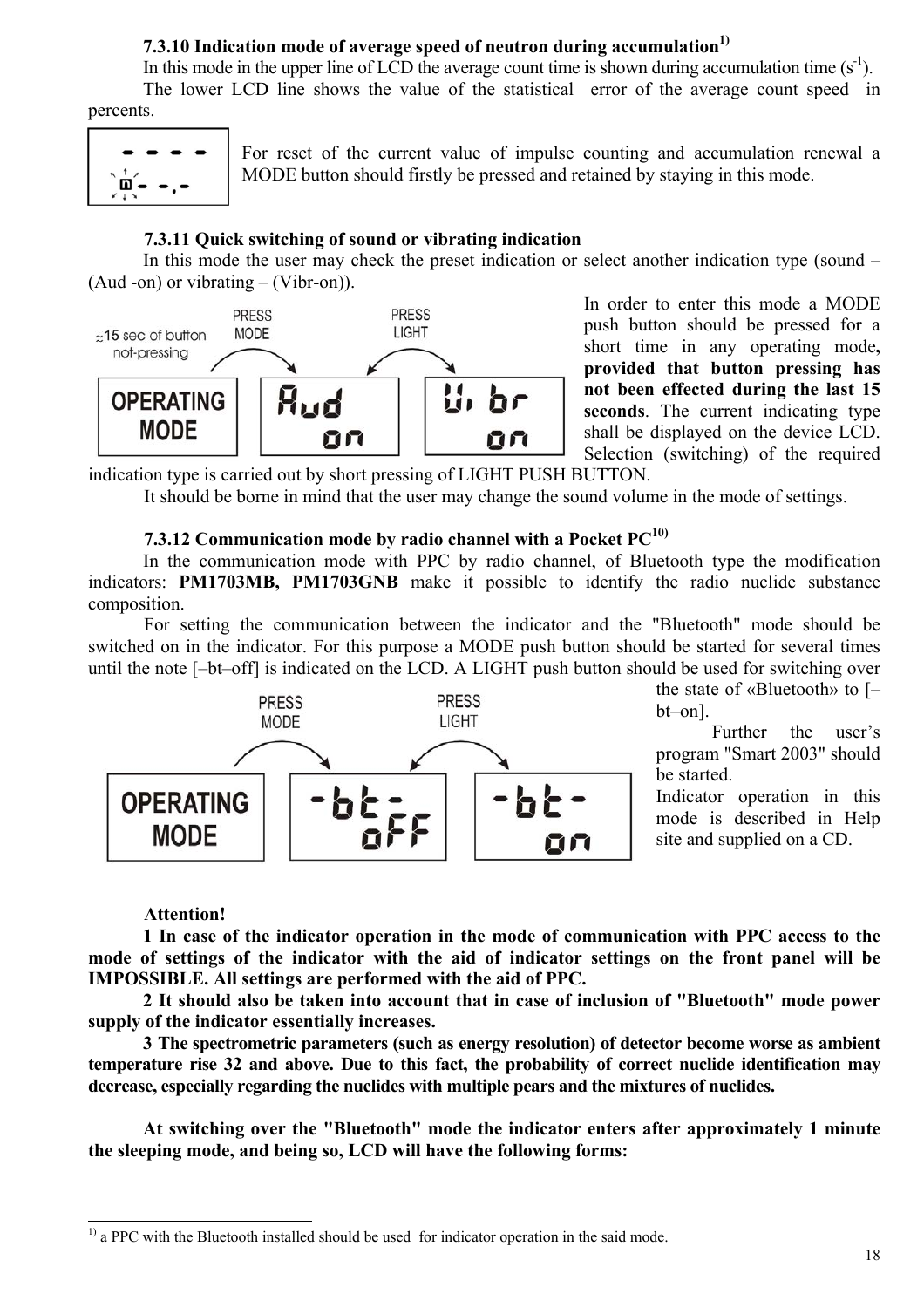### 7.3.10 Indication mode of average speed of neutron during accumulation[1)]

In this mode in the upper line of LCD the average count time is shown during accumulation time ($s^{-1}$).

The lower LCD line shows the value of the statistical error of the average count speed in percents.

For reset of the current value of impulse counting and accumulation renewal a MODE button should firstly be pressed and retained by staying in this mode.

### 7.3.11 Quick switching of sound or vibrating indication

In this mode the user may check the preset indication or select another indication type (sound – (Aud -on) or vibrating – (Vibr-on)).

In order to enter this mode a MODE push button should be pressed for a short time in any operating mode**, provided that button pressing has not been effected during the last 15 seconds**. The current indicating type shall be displayed on the device LCD. Selection (switching) of the required indication type is carried out by short pressing of LIGHT PUSH BUTTON.

It should be borne in mind that the user may change the sound volume in the mode of settings.

### 7.3.12 Communication mode by radio channel with a Pocket PC[10)]

In the communication mode with PPC by radio channel, of Bluetooth type the modification indicators: **PM1703MB, PM1703GNB** make it possible to identify the radio nuclide substance composition.

For setting the communication between the indicator and the "Bluetooth" mode should be switched on in the indicator. For this purpose a MODE push button should be started for several times until the note [–bt–off] is indicated on the LCD. A LIGHT push button should be used for switching over the state of «Bluetooth» to [–bt–on].

Further the user's program "Smart 2003" should be started.

Indicator operation in this mode is described in Help site and supplied on a CD.

**Attention!**

**1 In case of the indicator operation in the mode of communication with PPC access to the mode of settings of the indicator with the aid of indicator settings on the front panel will be IMPOSSIBLE. All settings are performed with the aid of PPC.**

**2 It should also be taken into account that in case of inclusion of "Bluetooth" mode power supply of the indicator essentially increases.**

**3 The spectrometric parameters (such as energy resolution) of detector become worse as ambient temperature rise 32 and above. Due to this fact, the probability of correct nuclide identification may decrease, especially regarding the nuclides with multiple pears and the mixtures of nuclides.**

**At switching over the "Bluetooth" mode the indicator enters after approximately 1 minute the sleeping mode, and being so, LCD will have the following forms:**

---

[1)] a PPC with the Bluetooth installed should be used for indicator operation in the said mode.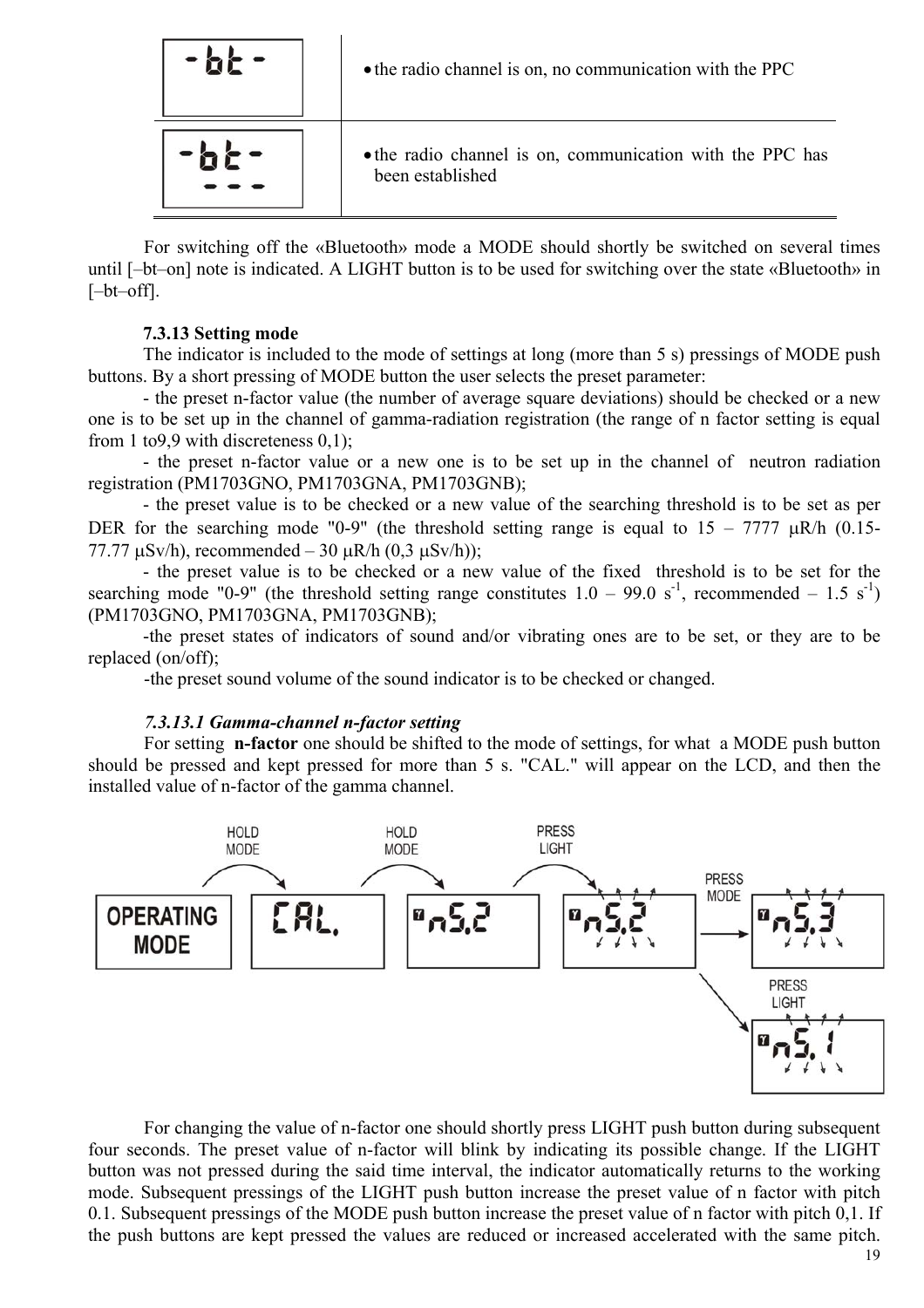| | |
|---|---|
| -bt- | • the radio channel is on, no communication with the PPC |
| -bt- --- | • the radio channel is on, communication with the PPC has been established |

For switching off the «Bluetooth» mode a MODE should shortly be switched on several times until [–bt–on] note is indicated. A LIGHT button is to be used for switching over the state «Bluetooth» in [–bt–off].

**7.3.13 Setting mode**

The indicator is included to the mode of settings at long (more than 5 s) pressings of MODE push buttons. By a short pressing of MODE button the user selects the preset parameter:

- the preset n-factor value (the number of average square deviations) should be checked or a new one is to be set up in the channel of gamma-radiation registration (the range of n factor setting is equal from 1 to9,9 with discreteness 0,1);

- the preset n-factor value or a new one is to be set up in the channel of neutron radiation registration (PM1703GNO, PM1703GNA, PM1703GNB);

- the preset value is to be checked or a new value of the searching threshold is to be set as per DER for the searching mode "0-9" (the threshold setting range is equal to 15 – 7777 μR/h (0.15-77.77 μSv/h), recommended – 30 μR/h (0,3 μSv/h));

- the preset value is to be checked or a new value of the fixed threshold is to be set for the searching mode "0-9" (the threshold setting range constitutes 1.0 – 99.0 $s^{-1}$, recommended – 1.5 $s^{-1}$) (PM1703GNO, PM1703GNA, PM1703GNB);

-the preset states of indicators of sound and/or vibrating ones are to be set, or they are to be replaced (on/off);

-the preset sound volume of the sound indicator is to be checked or changed.

***7.3.13.1 Gamma-channel n-factor setting***

For setting **n-factor** one should be shifted to the mode of settings, for what a MODE push button should be pressed and kept pressed for more than 5 s. "CAL." will appear on the LCD, and then the installed value of n-factor of the gamma channel.

OPERATING MODE → HOLD MODE → CAL. → HOLD MODE → nS.2 → PRESS LIGHT → nS.2 (blinking) → PRESS MODE → nS.3; PRESS LIGHT → nS.1

For changing the value of n-factor one should shortly press LIGHT push button during subsequent four seconds. The preset value of n-factor will blink by indicating its possible change. If the LIGHT button was not pressed during the said time interval, the indicator automatically returns to the working mode. Subsequent pressings of the LIGHT push button increase the preset value of n factor with pitch 0.1. Subsequent pressings of the MODE push button increase the preset value of n factor with pitch 0,1. If the push buttons are kept pressed the values are reduced or increased accelerated with the same pitch.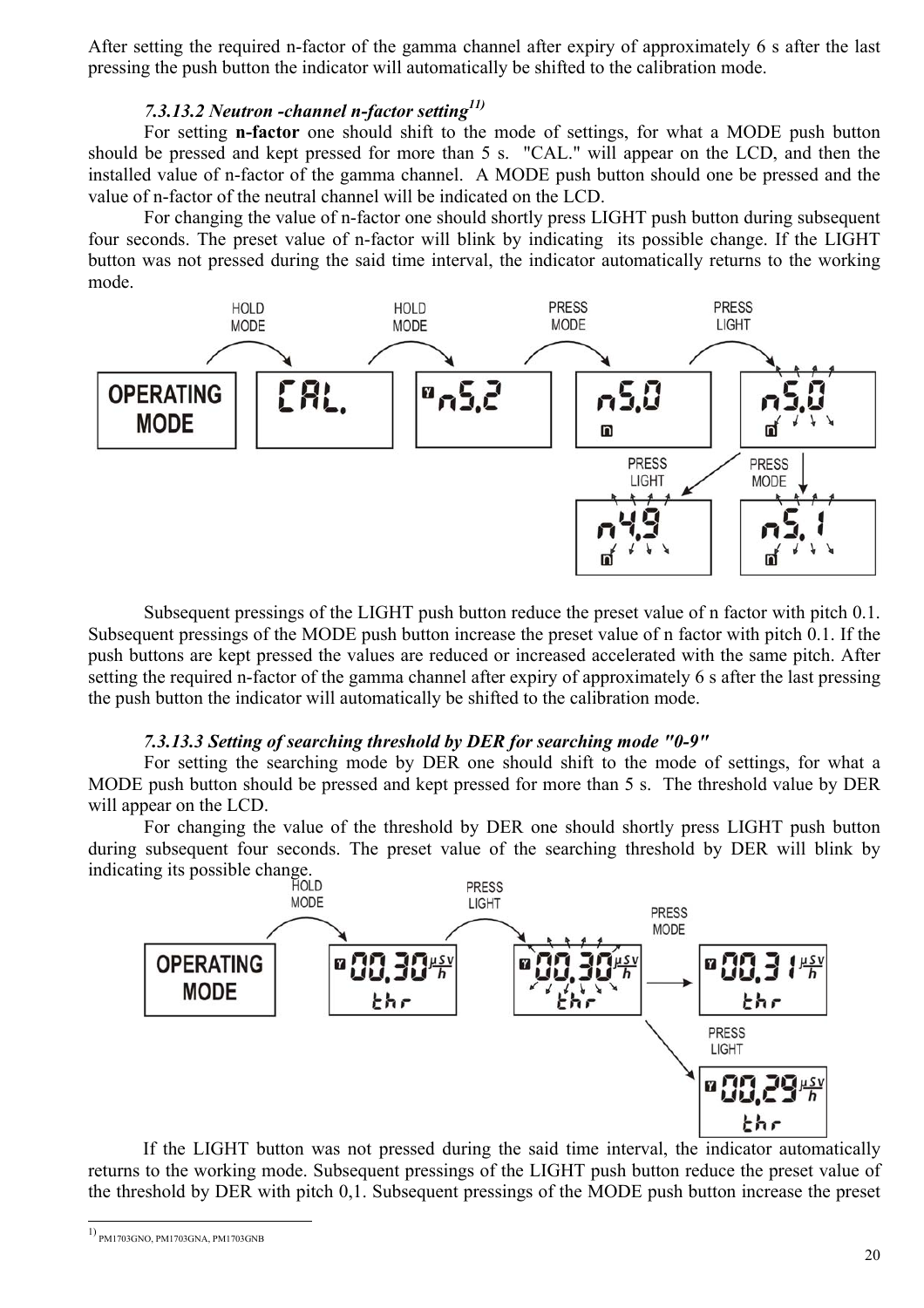After setting the required n-factor of the gamma channel after expiry of approximately 6 s after the last pressing the push button the indicator will automatically be shifted to the calibration mode.

### *7.3.13.2 Neutron -channel n-factor setting*[11)]

For setting **n-factor** one should shift to the mode of settings, for what a MODE push button should be pressed and kept pressed for more than 5 s. "CAL." will appear on the LCD, and then the installed value of n-factor of the gamma channel. A MODE push button should one be pressed and the value of n-factor of the neutral channel will be indicated on the LCD.

For changing the value of n-factor one should shortly press LIGHT push button during subsequent four seconds. The preset value of n-factor will blink by indicating its possible change. If the LIGHT button was not pressed during the said time interval, the indicator automatically returns to the working mode.

Subsequent pressings of the LIGHT push button reduce the preset value of n factor with pitch 0.1. Subsequent pressings of the MODE push button increase the preset value of n factor with pitch 0.1. If the push buttons are kept pressed the values are reduced or increased accelerated with the same pitch. After setting the required n-factor of the gamma channel after expiry of approximately 6 s after the last pressing the push button the indicator will automatically be shifted to the calibration mode.

### *7.3.13.3 Setting of searching threshold by DER for searching mode "0-9"*

For setting the searching mode by DER one should shift to the mode of settings, for what a MODE push button should be pressed and kept pressed for more than 5 s. The threshold value by DER will appear on the LCD.

For changing the value of the threshold by DER one should shortly press LIGHT push button during subsequent four seconds. The preset value of the searching threshold by DER will blink by indicating its possible change.

If the LIGHT button was not pressed during the said time interval, the indicator automatically returns to the working mode. Subsequent pressings of the LIGHT push button reduce the preset value of the threshold by DER with pitch 0,1. Subsequent pressings of the MODE push button increase the preset

---

1) PM1703GNO, PM1703GNA, PM1703GNB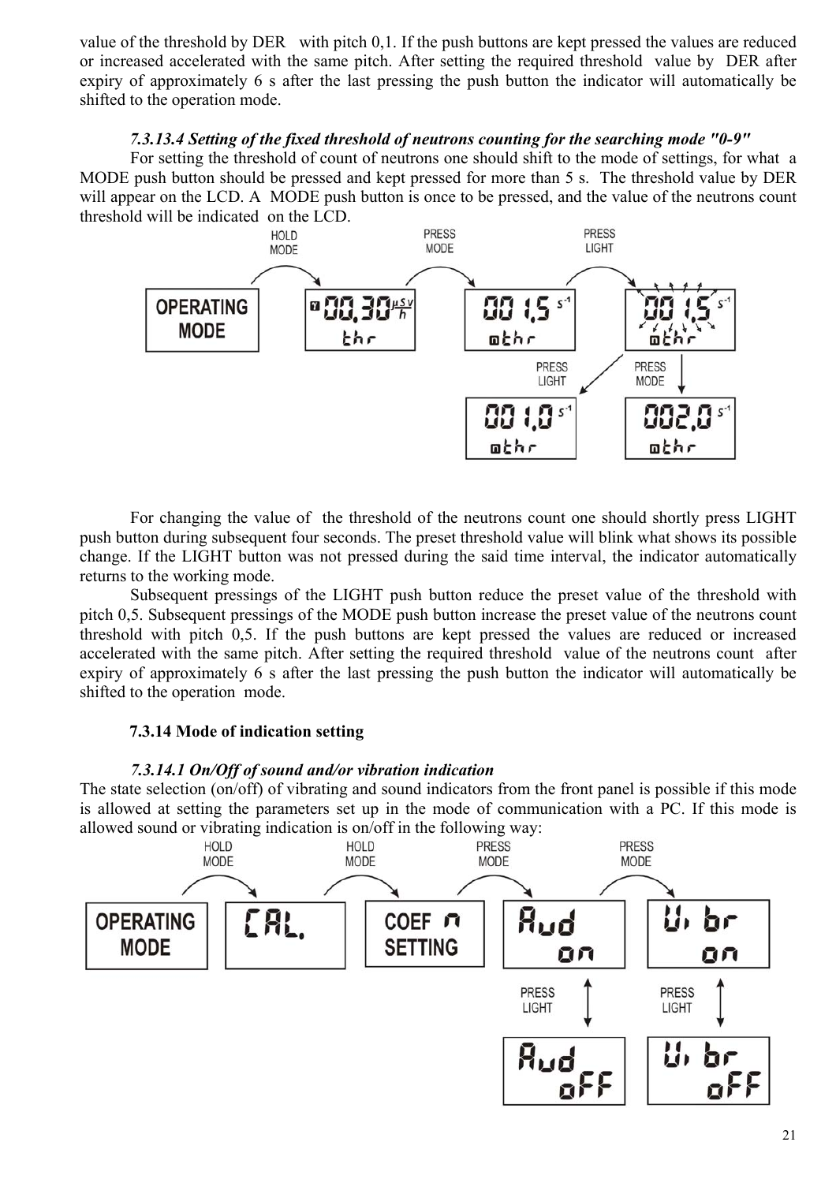value of the threshold by DER with pitch 0,1. If the push buttons are kept pressed the values are reduced or increased accelerated with the same pitch. After setting the required threshold value by DER after expiry of approximately 6 s after the last pressing the push button the indicator will automatically be shifted to the operation mode.

*7.3.13.4 Setting of the fixed threshold of neutrons counting for the searching mode "0-9"*

For setting the threshold of count of neutrons one should shift to the mode of settings, for what a MODE push button should be pressed and kept pressed for more than 5 s. The threshold value by DER will appear on the LCD. A MODE push button is once to be pressed, and the value of the neutrons count threshold will be indicated on the LCD.

For changing the value of the threshold of the neutrons count one should shortly press LIGHT push button during subsequent four seconds. The preset threshold value will blink what shows its possible change. If the LIGHT button was not pressed during the said time interval, the indicator automatically returns to the working mode.

Subsequent pressings of the LIGHT push button reduce the preset value of the threshold with pitch 0,5. Subsequent pressings of the MODE push button increase the preset value of the neutrons count threshold with pitch 0,5. If the push buttons are kept pressed the values are reduced or increased accelerated with the same pitch. After setting the required threshold value of the neutrons count after expiry of approximately 6 s after the last pressing the push button the indicator will automatically be shifted to the operation mode.

**7.3.14 Mode of indication setting**

*7.3.14.1 On/Off of sound and/or vibration indication*

The state selection (on/off) of vibrating and sound indicators from the front panel is possible if this mode is allowed at setting the parameters set up in the mode of communication with a PC. If this mode is allowed sound or vibrating indication is on/off in the following way: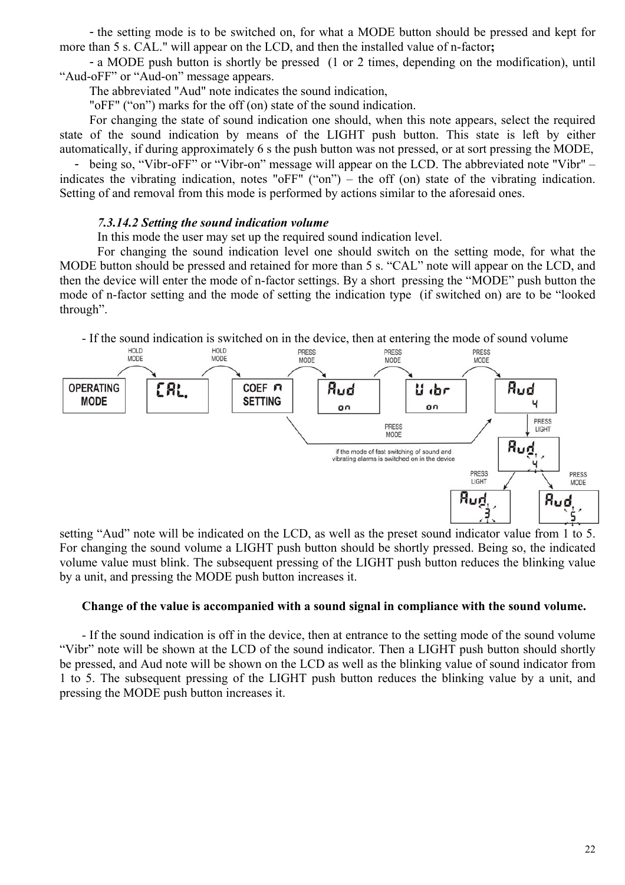- the setting mode is to be switched on, for what a MODE button should be pressed and kept for more than 5 s. CAL." will appear on the LCD, and then the installed value of n-factor**;**

- a MODE push button is shortly be pressed (1 or 2 times, depending on the modification), until “Aud-oFF” or “Aud-on” message appears.

The abbreviated "Aud" note indicates the sound indication,

"oFF" (“on”) marks for the off (on) state of the sound indication.

For changing the state of sound indication one should, when this note appears, select the required state of the sound indication by means of the LIGHT push button. This state is left by either automatically, if during approximately 6 s the push button was not pressed, or at sort pressing the MODE,

- being so, “Vibr-oFF” or “Vibr-on” message will appear on the LCD. The abbreviated note "Vibr" – indicates the vibrating indication, notes "oFF" (“on”) – the off (on) state of the vibrating indication. Setting of and removal from this mode is performed by actions similar to the aforesaid ones.

***7.3.14.2 Setting the sound indication volume***

In this mode the user may set up the required sound indication level.

For changing the sound indication level one should switch on the setting mode, for what the MODE button should be pressed and retained for more than 5 s. “CAL” note will appear on the LCD, and then the device will enter the mode of n-factor settings. By a short pressing the “MODE” push button the mode of n-factor setting and the mode of setting the indication type (if switched on) are to be “looked through”.

- If the sound indication is switched on in the device, then at entering the mode of sound volume setting “Aud” note will be indicated on the LCD, as well as the preset sound indicator value from 1 to 5. For changing the sound volume a LIGHT push button should be shortly pressed. Being so, the indicated volume value must blink. The subsequent pressing of the LIGHT push button reduces the blinking value by a unit, and pressing the MODE push button increases it.

**Change of the value is accompanied with a sound signal in compliance with the sound volume.**

- If the sound indication is off in the device, then at entrance to the setting mode of the sound volume “Vibr” note will be shown at the LCD of the sound indicator. Then a LIGHT push button should shortly be pressed, and Aud note will be shown on the LCD as well as the blinking value of sound indicator from 1 to 5. The subsequent pressing of the LIGHT push button reduces the blinking value by a unit, and pressing the MODE push button increases it.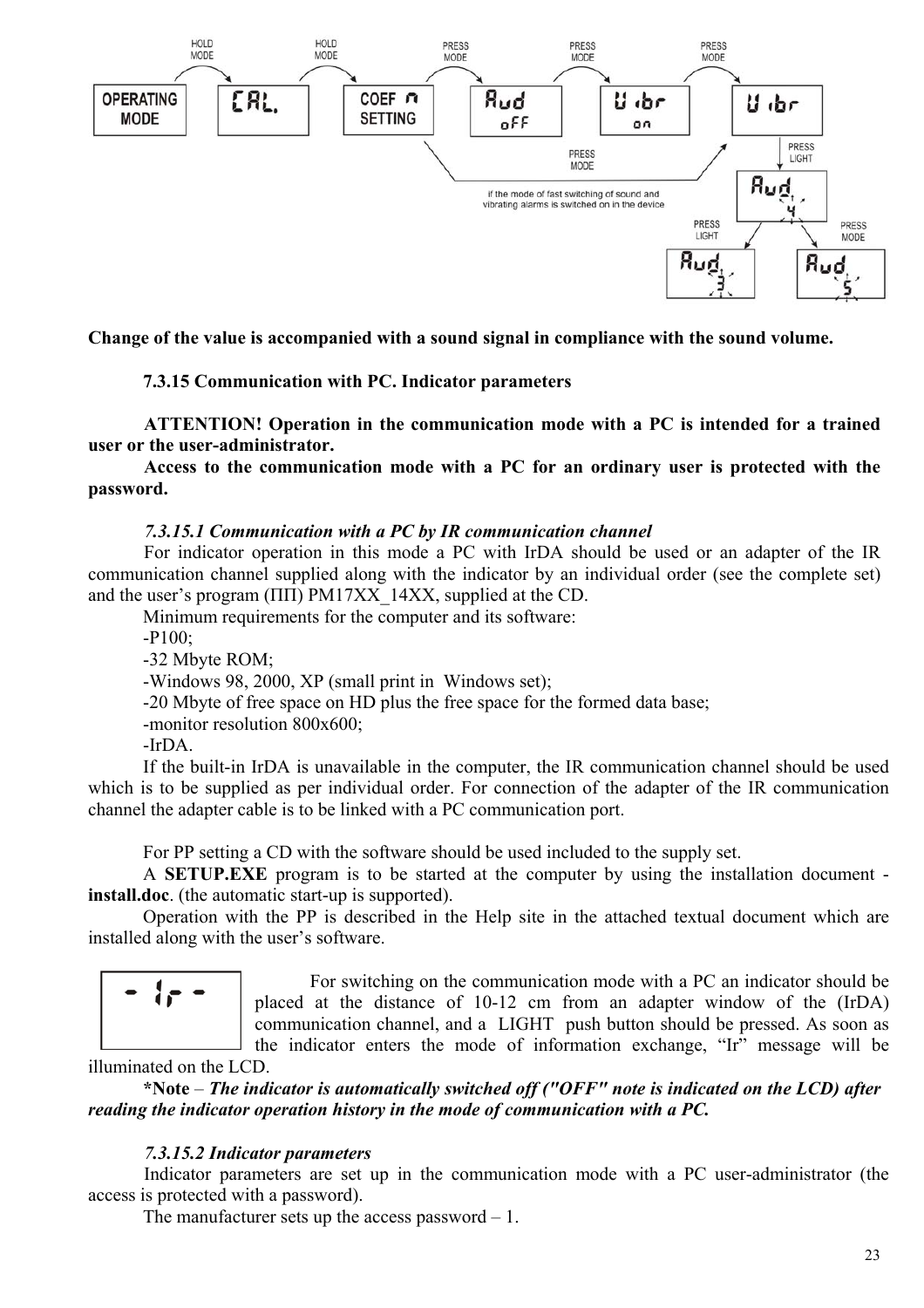HOLD MODE → CAL. → HOLD MODE → COEF n SETTING → PRESS MODE → Aud oFF → PRESS MODE → U ibr on → PRESS MODE → U ibr → PRESS LIGHT → Aud 4 → PRESS LIGHT → Aud 3; PRESS MODE → Aud 5

OPERATING MODE

PRESS MODE — if the mode of fast switching of sound and vibrating alarms is switched on in the device

**Change of the value is accompanied with a sound signal in compliance with the sound volume.**

**7.3.15 Communication with PC. Indicator parameters**

**ATTENTION! Operation in the communication mode with a PC is intended for a trained user or the user-administrator.**
**Access to the communication mode with a PC for an ordinary user is protected with the password.**

***7.3.15.1 Communication with a PC by IR communication channel***

For indicator operation in this mode a PC with IrDA should be used or an adapter of the IR communication channel supplied along with the indicator by an individual order (see the complete set) and the user's program (ПП) PM17XX_14XX, supplied at the CD.

Minimum requirements for the computer and its software:

-P100;
-32 Mbyte ROM;
-Windows 98, 2000, XP (small print in Windows set);
-20 Mbyte of free space on HD plus the free space for the formed data base;
-monitor resolution 800x600;
-IrDA.

If the built-in IrDA is unavailable in the computer, the IR communication channel should be used which is to be supplied as per individual order. For connection of the adapter of the IR communication channel the adapter cable is to be linked with a PC communication port.

For PP setting a CD with the software should be used included to the supply set.

A **SETUP.EXE** program is to be started at the computer by using the installation document - **install.doc**. (the automatic start-up is supported).

Operation with the PP is described in the Help site in the attached textual document which are installed along with the user's software.

- Ir -

For switching on the communication mode with a PC an indicator should be placed at the distance of 10-12 cm from an adapter window of the (IrDA) communication channel, and a LIGHT push button should be pressed. As soon as the indicator enters the mode of information exchange, "Ir" message will be illuminated on the LCD.

***Note** – ***The indicator is automatically switched off ("OFF" note is indicated on the LCD) after reading the indicator operation history in the mode of communication with a PC.***

***7.3.15.2 Indicator parameters***

Indicator parameters are set up in the communication mode with a PC user-administrator (the access is protected with a password).

The manufacturer sets up the access password – 1.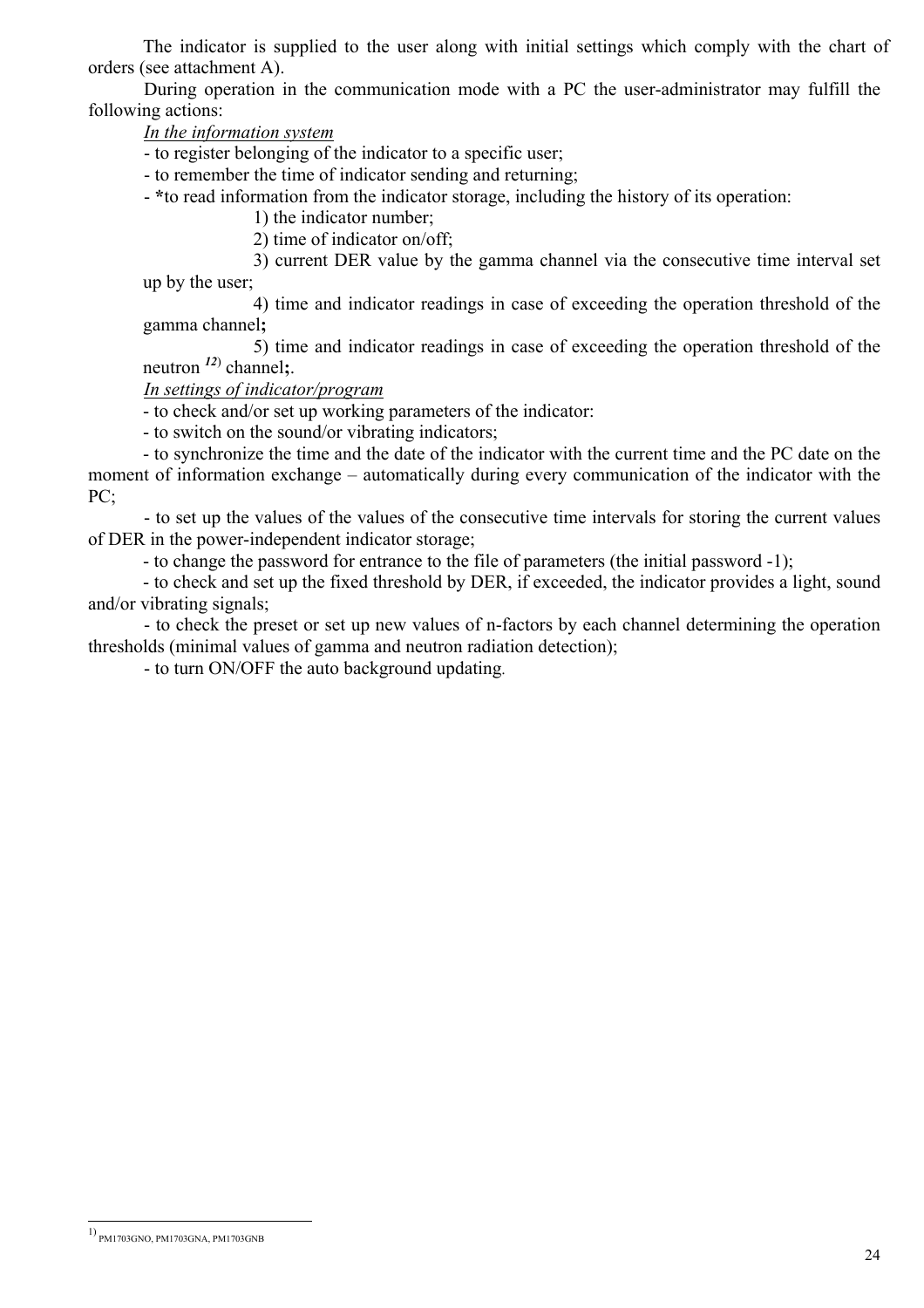The indicator is supplied to the user along with initial settings which comply with the chart of orders (see attachment A).

During operation in the communication mode with a PC the user-administrator may fulfill the following actions:

*In the information system*

- to register belonging of the indicator to a specific user;
- to remember the time of indicator sending and returning;
- ***to read information from the indicator storage, including the history of its operation:**
  1) the indicator number;
  2) time of indicator on/off;
  3) current DER value by the gamma channel via the consecutive time interval set up by the user;
  4) time and indicator readings in case of exceeding the operation threshold of the gamma channel**;**
  5) time and indicator readings in case of exceeding the operation threshold of the neutron [12)] channel**;**.

*In settings of indicator/program*

- to check and/or set up working parameters of the indicator:
- to switch on the sound/or vibrating indicators;
- to synchronize the time and the date of the indicator with the current time and the PC date on the moment of information exchange – automatically during every communication of the indicator with the PC;
- to set up the values of the values of the consecutive time intervals for storing the current values of DER in the power-independent indicator storage;
- to change the password for entrance to the file of parameters (the initial password -1);
- to check and set up the fixed threshold by DER, if exceeded, the indicator provides a light, sound and/or vibrating signals;
- to check the preset or set up new values of n-factors by each channel determining the operation thresholds (minimal values of gamma and neutron radiation detection);
- to turn ON/OFF the auto background updating.

---

[1)] PM1703GNO, PM1703GNA, PM1703GNB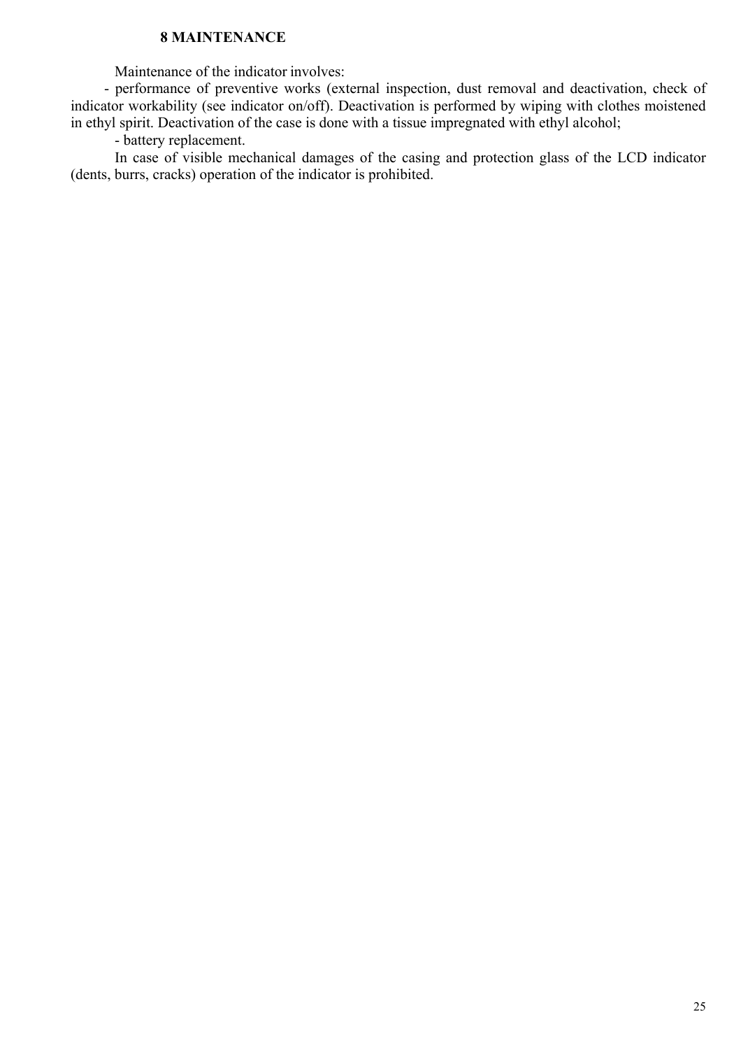## 8 MAINTENANCE

Maintenance of the indicator involves:

- performance of preventive works (external inspection, dust removal and deactivation, check of indicator workability (see indicator on/off). Deactivation is performed by wiping with clothes moistened in ethyl spirit. Deactivation of the case is done with a tissue impregnated with ethyl alcohol;
- battery replacement.

In case of visible mechanical damages of the casing and protection glass of the LCD indicator (dents, burrs, cracks) operation of the indicator is prohibited.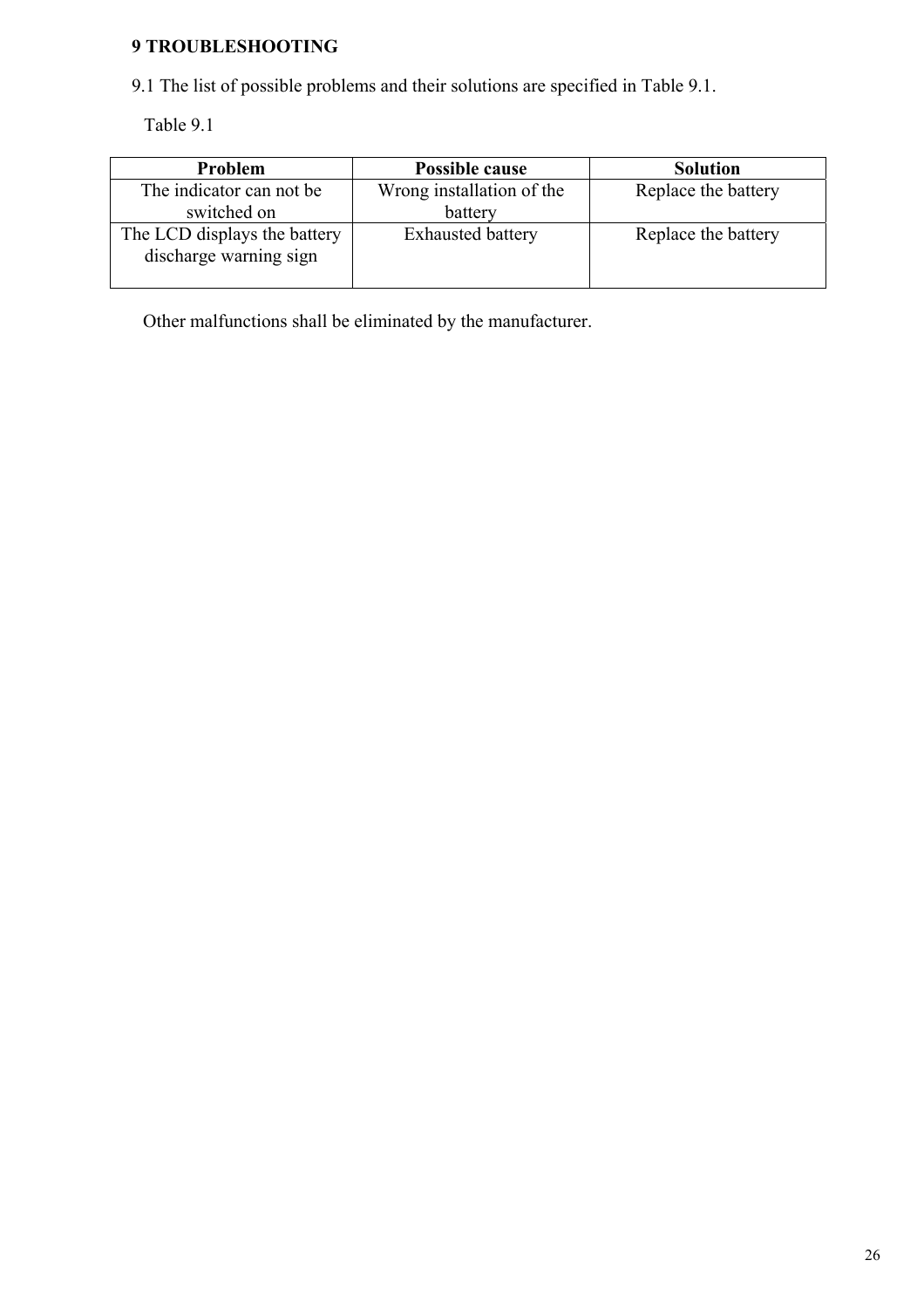## 9 TROUBLESHOOTING

9.1 The list of possible problems and their solutions are specified in Table 9.1.

Table 9.1

| Problem | Possible cause | Solution |
|---|---|---|
| The indicator can not be switched on | Wrong installation of the battery | Replace the battery |
| The LCD displays the battery discharge warning sign | Exhausted battery | Replace the battery |

Other malfunctions shall be eliminated by the manufacturer.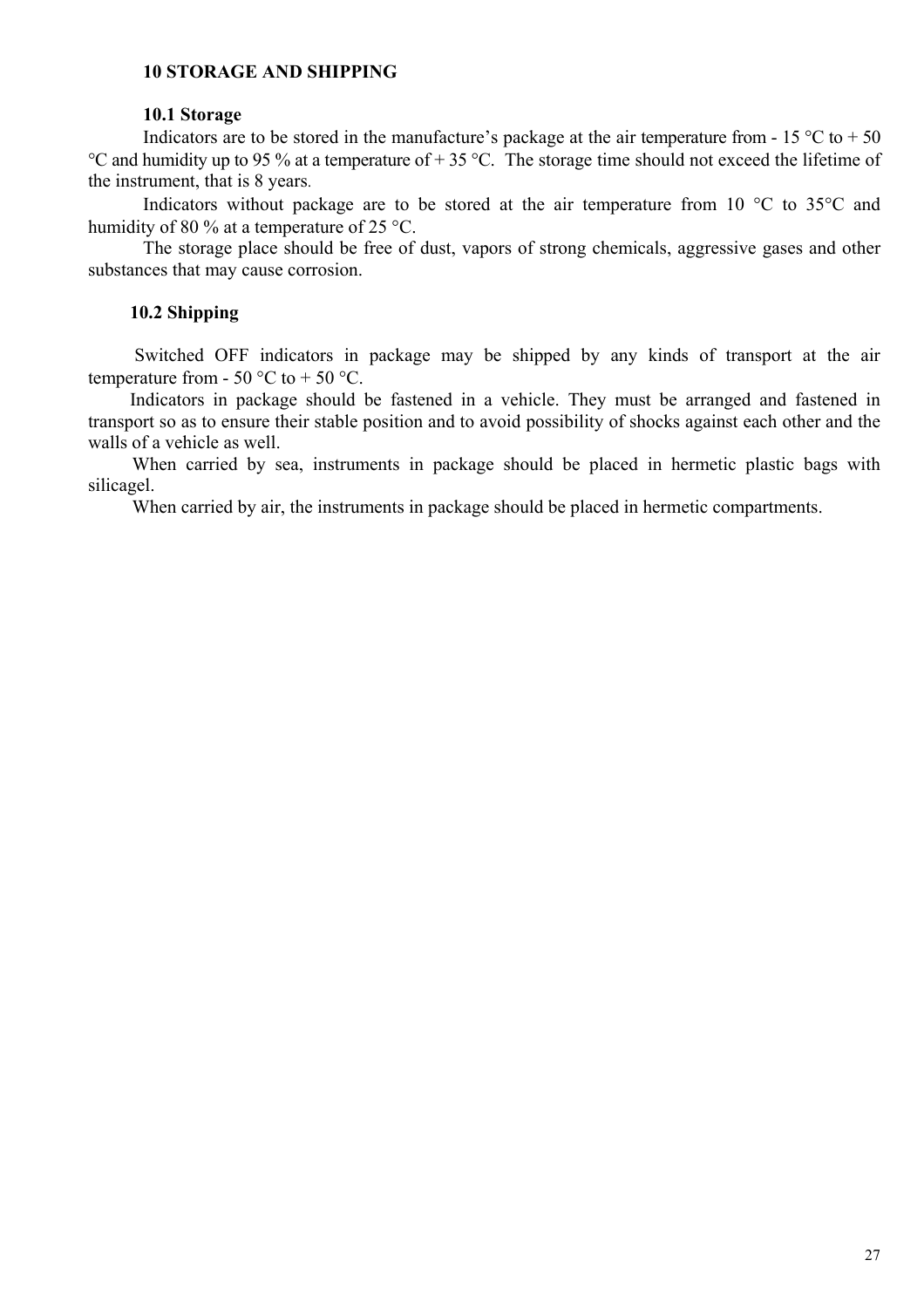## 10 STORAGE AND SHIPPING

### 10.1 Storage

Indicators are to be stored in the manufacture's package at the air temperature from - 15 °C to + 50 °C and humidity up to 95 % at a temperature of + 35 °C. The storage time should not exceed the lifetime of the instrument, that is 8 years.

Indicators without package are to be stored at the air temperature from 10 °C to 35°C and humidity of 80 % at a temperature of 25 °C.

The storage place should be free of dust, vapors of strong chemicals, aggressive gases and other substances that may cause corrosion.

### 10.2 Shipping

Switched OFF indicators in package may be shipped by any kinds of transport at the air temperature from - 50 °C to + 50 °C.

Indicators in package should be fastened in a vehicle. They must be arranged and fastened in transport so as to ensure their stable position and to avoid possibility of shocks against each other and the walls of a vehicle as well.

When carried by sea, instruments in package should be placed in hermetic plastic bags with silicagel.

When carried by air, the instruments in package should be placed in hermetic compartments.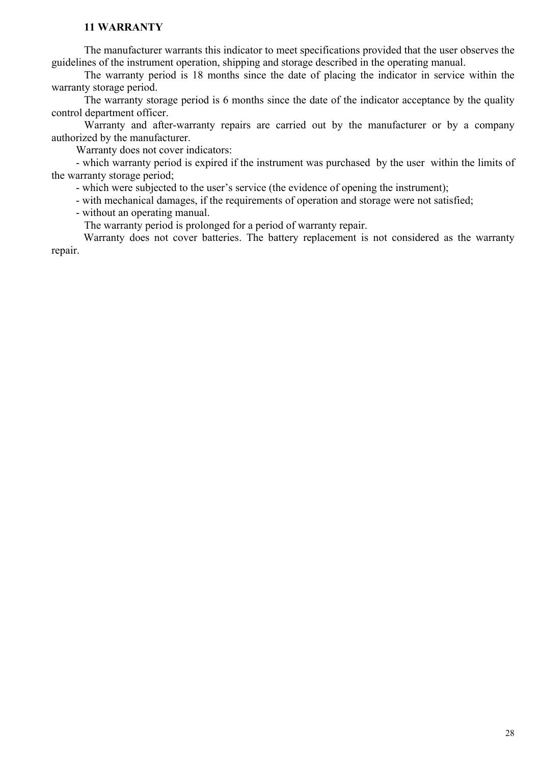## 11 WARRANTY

The manufacturer warrants this indicator to meet specifications provided that the user observes the guidelines of the instrument operation, shipping and storage described in the operating manual.

The warranty period is 18 months since the date of placing the indicator in service within the warranty storage period.

The warranty storage period is 6 months since the date of the indicator acceptance by the quality control department officer.

Warranty and after-warranty repairs are carried out by the manufacturer or by a company authorized by the manufacturer.

Warranty does not cover indicators:

- which warranty period is expired if the instrument was purchased by the user within the limits of the warranty storage period;
- which were subjected to the user's service (the evidence of opening the instrument);
- with mechanical damages, if the requirements of operation and storage were not satisfied;
- without an operating manual.

The warranty period is prolonged for a period of warranty repair.

Warranty does not cover batteries. The battery replacement is not considered as the warranty repair.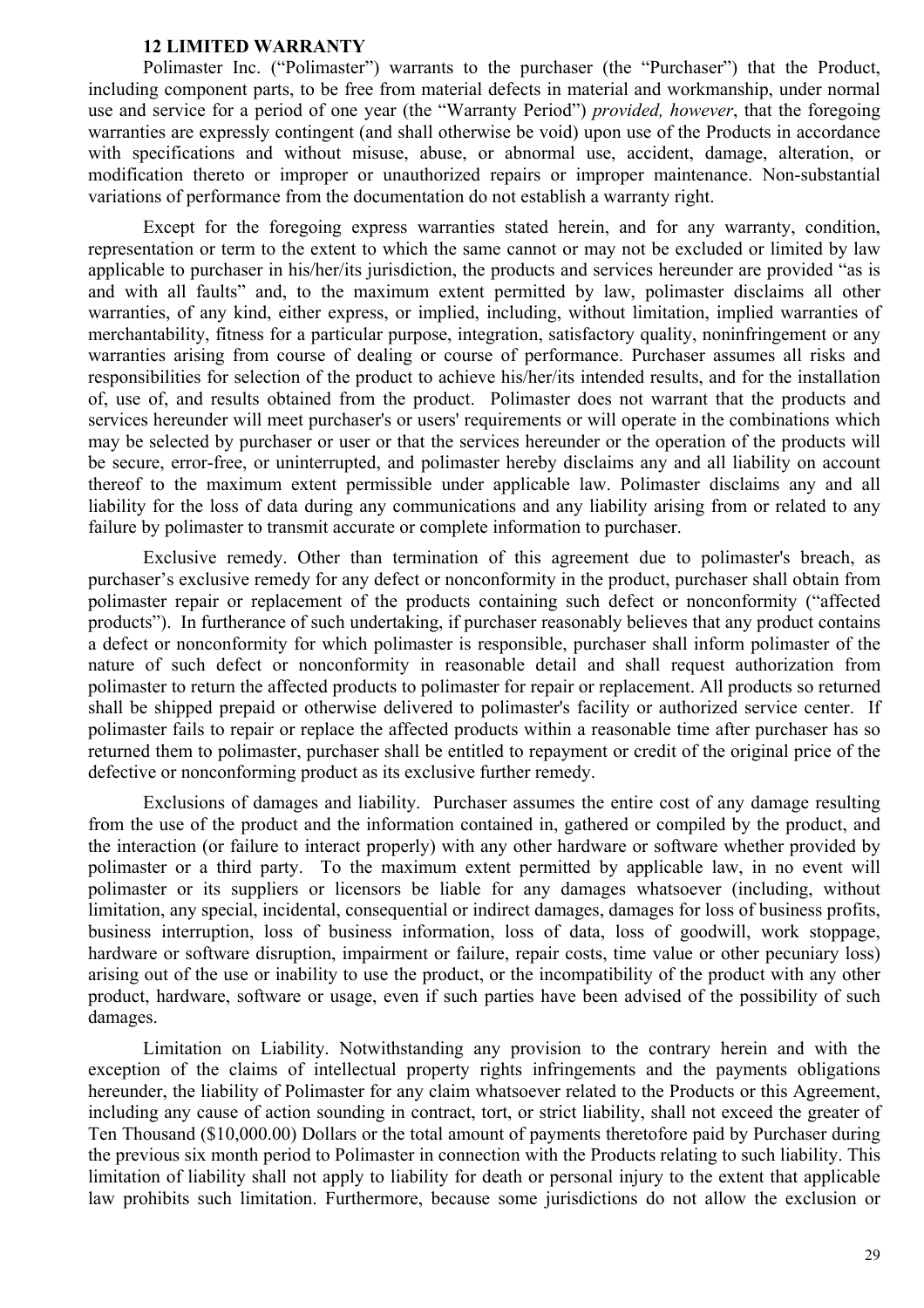## 12 LIMITED WARRANTY

Polimaster Inc. ("Polimaster") warrants to the purchaser (the "Purchaser") that the Product, including component parts, to be free from material defects in material and workmanship, under normal use and service for a period of one year (the "Warranty Period") *provided, however*, that the foregoing warranties are expressly contingent (and shall otherwise be void) upon use of the Products in accordance with specifications and without misuse, abuse, or abnormal use, accident, damage, alteration, or modification thereto or improper or unauthorized repairs or improper maintenance. Non-substantial variations of performance from the documentation do not establish a warranty right.

Except for the foregoing express warranties stated herein, and for any warranty, condition, representation or term to the extent to which the same cannot or may not be excluded or limited by law applicable to purchaser in his/her/its jurisdiction, the products and services hereunder are provided "as is and with all faults" and, to the maximum extent permitted by law, polimaster disclaims all other warranties, of any kind, either express, or implied, including, without limitation, implied warranties of merchantability, fitness for a particular purpose, integration, satisfactory quality, noninfringement or any warranties arising from course of dealing or course of performance. Purchaser assumes all risks and responsibilities for selection of the product to achieve his/her/its intended results, and for the installation of, use of, and results obtained from the product. Polimaster does not warrant that the products and services hereunder will meet purchaser's or users' requirements or will operate in the combinations which may be selected by purchaser or user or that the services hereunder or the operation of the products will be secure, error-free, or uninterrupted, and polimaster hereby disclaims any and all liability on account thereof to the maximum extent permissible under applicable law. Polimaster disclaims any and all liability for the loss of data during any communications and any liability arising from or related to any failure by polimaster to transmit accurate or complete information to purchaser.

Exclusive remedy. Other than termination of this agreement due to polimaster's breach, as purchaser's exclusive remedy for any defect or nonconformity in the product, purchaser shall obtain from polimaster repair or replacement of the products containing such defect or nonconformity ("affected products"). In furtherance of such undertaking, if purchaser reasonably believes that any product contains a defect or nonconformity for which polimaster is responsible, purchaser shall inform polimaster of the nature of such defect or nonconformity in reasonable detail and shall request authorization from polimaster to return the affected products to polimaster for repair or replacement. All products so returned shall be shipped prepaid or otherwise delivered to polimaster's facility or authorized service center. If polimaster fails to repair or replace the affected products within a reasonable time after purchaser has so returned them to polimaster, purchaser shall be entitled to repayment or credit of the original price of the defective or nonconforming product as its exclusive further remedy.

Exclusions of damages and liability. Purchaser assumes the entire cost of any damage resulting from the use of the product and the information contained in, gathered or compiled by the product, and the interaction (or failure to interact properly) with any other hardware or software whether provided by polimaster or a third party. To the maximum extent permitted by applicable law, in no event will polimaster or its suppliers or licensors be liable for any damages whatsoever (including, without limitation, any special, incidental, consequential or indirect damages, damages for loss of business profits, business interruption, loss of business information, loss of data, loss of goodwill, work stoppage, hardware or software disruption, impairment or failure, repair costs, time value or other pecuniary loss) arising out of the use or inability to use the product, or the incompatibility of the product with any other product, hardware, software or usage, even if such parties have been advised of the possibility of such damages.

Limitation on Liability. Notwithstanding any provision to the contrary herein and with the exception of the claims of intellectual property rights infringements and the payments obligations hereunder, the liability of Polimaster for any claim whatsoever related to the Products or this Agreement, including any cause of action sounding in contract, tort, or strict liability, shall not exceed the greater of Ten Thousand ($10,000.00) Dollars or the total amount of payments theretofore paid by Purchaser during the previous six month period to Polimaster in connection with the Products relating to such liability. This limitation of liability shall not apply to liability for death or personal injury to the extent that applicable law prohibits such limitation. Furthermore, because some jurisdictions do not allow the exclusion or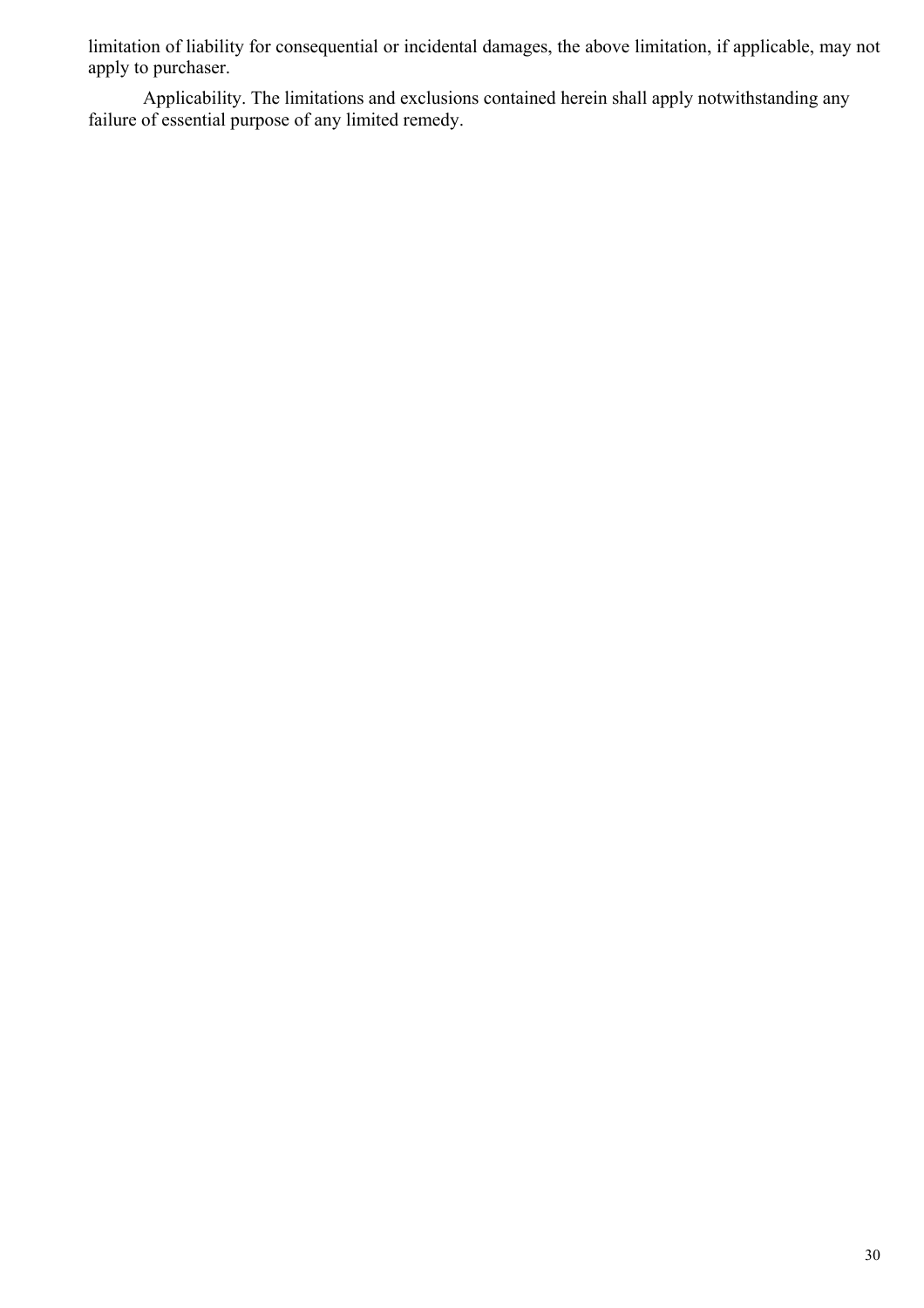limitation of liability for consequential or incidental damages, the above limitation, if applicable, may not apply to purchaser.

Applicability. The limitations and exclusions contained herein shall apply notwithstanding any failure of essential purpose of any limited remedy.